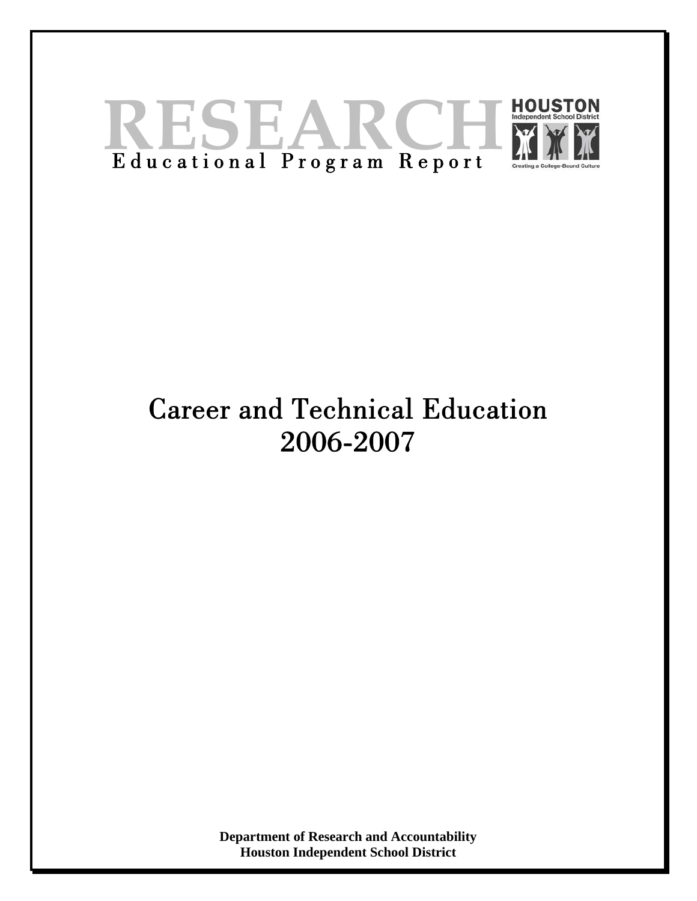# RESEARCH

Educational Program Report

HOUSTON Independent School District

Creating a College-Bound Culture

# Career and Technical Education 2006-2007

**Department of Research and Accountability**
**Houston Independent School District**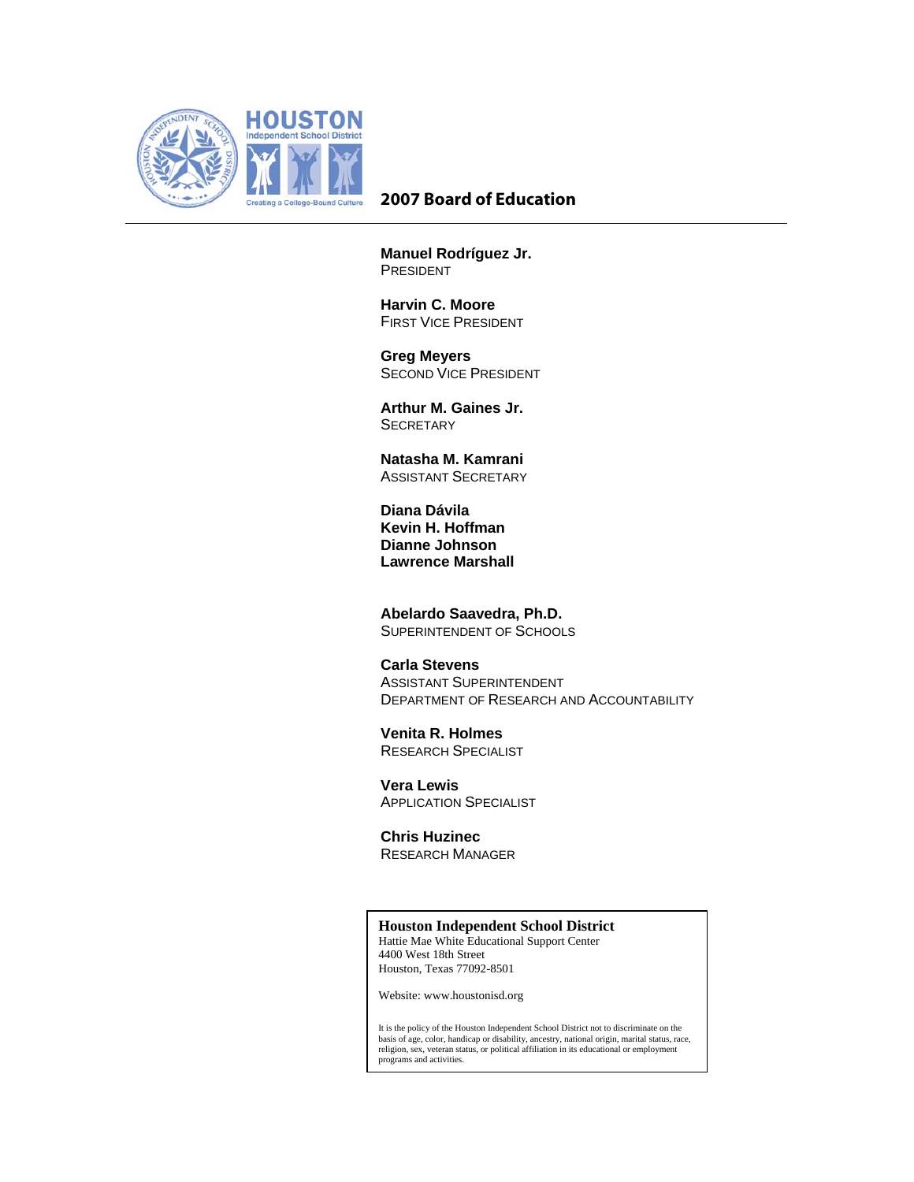# 2007 Board of Education

**Manuel Rodríguez Jr.**
PRESIDENT

**Harvin C. Moore**
FIRST VICE PRESIDENT

**Greg Meyers**
SECOND VICE PRESIDENT

**Arthur M. Gaines Jr.**
SECRETARY

**Natasha M. Kamrani**
ASSISTANT SECRETARY

**Diana Dávila**
**Kevin H. Hoffman**
**Dianne Johnson**
**Lawrence Marshall**

**Abelardo Saavedra, Ph.D.**
SUPERINTENDENT OF SCHOOLS

**Carla Stevens**
ASSISTANT SUPERINTENDENT
DEPARTMENT OF RESEARCH AND ACCOUNTABILITY

**Venita R. Holmes**
RESEARCH SPECIALIST

**Vera Lewis**
APPLICATION SPECIALIST

**Chris Huzinec**
RESEARCH MANAGER

**Houston Independent School District**
Hattie Mae White Educational Support Center
4400 West 18th Street
Houston, Texas 77092-8501

Website: www.houstonisd.org

It is the policy of the Houston Independent School District not to discriminate on the basis of age, color, handicap or disability, ancestry, national origin, marital status, race, religion, sex, veteran status, or political affiliation in its educational or employment programs and activities.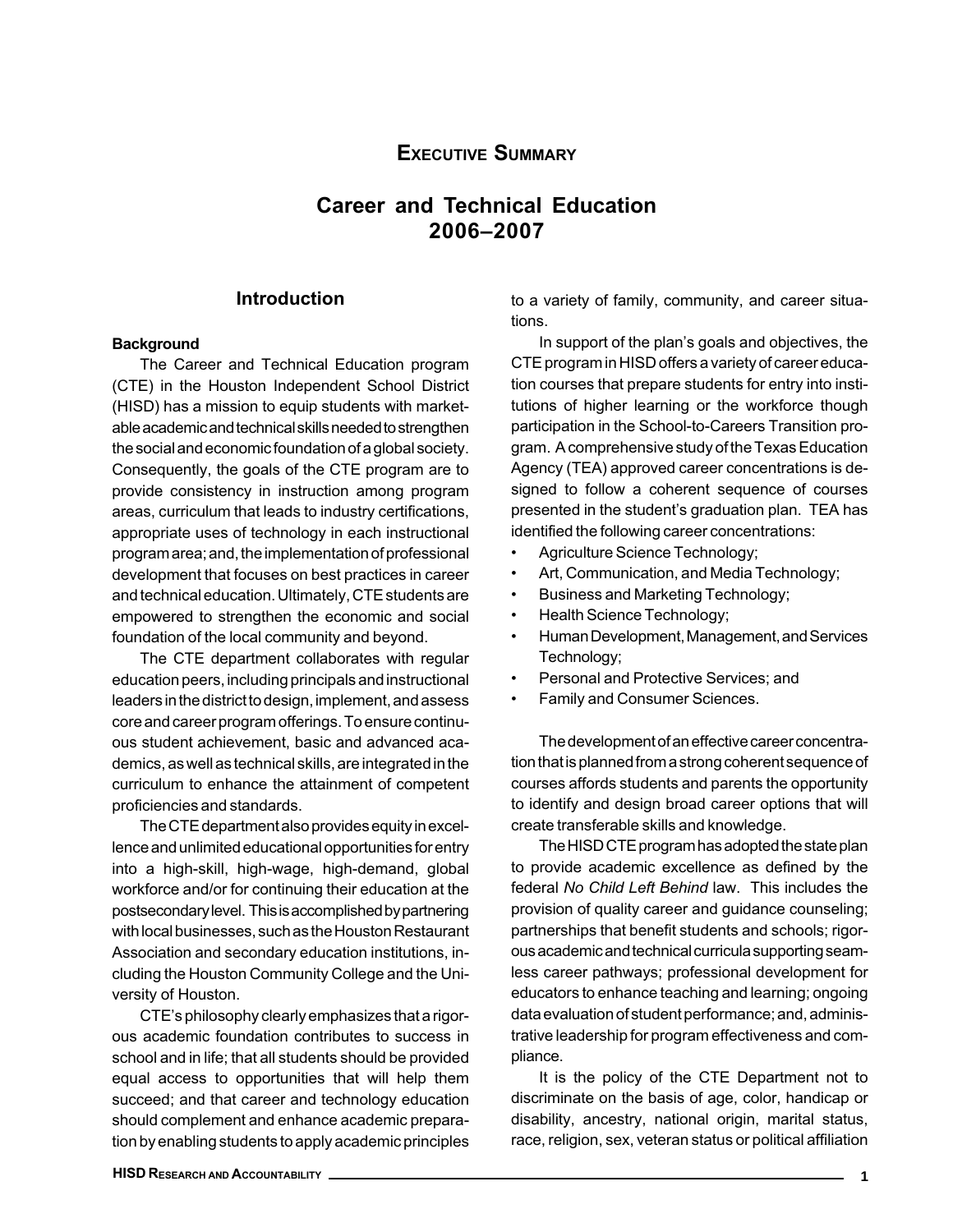# Executive Summary

## Career and Technical Education 2006–2007

### Introduction

#### Background

The Career and Technical Education program (CTE) in the Houston Independent School District (HISD) has a mission to equip students with marketable academic and technical skills needed to strengthen the social and economic foundation of a global society. Consequently, the goals of the CTE program are to provide consistency in instruction among program areas, curriculum that leads to industry certifications, appropriate uses of technology in each instructional program area; and, the implementation of professional development that focuses on best practices in career and technical education. Ultimately, CTE students are empowered to strengthen the economic and social foundation of the local community and beyond.

The CTE department collaborates with regular education peers, including principals and instructional leaders in the district to design, implement, and assess core and career program offerings. To ensure continuous student achievement, basic and advanced academics, as well as technical skills, are integrated in the curriculum to enhance the attainment of competent proficiencies and standards.

The CTE department also provides equity in excellence and unlimited educational opportunities for entry into a high-skill, high-wage, high-demand, global workforce and/or for continuing their education at the postsecondary level. This is accomplished by partnering with local businesses, such as the Houston Restaurant Association and secondary education institutions, including the Houston Community College and the University of Houston.

CTE's philosophy clearly emphasizes that a rigorous academic foundation contributes to success in school and in life; that all students should be provided equal access to opportunities that will help them succeed; and that career and technology education should complement and enhance academic preparation by enabling students to apply academic principles to a variety of family, community, and career situations.

In support of the plan's goals and objectives, the CTE program in HISD offers a variety of career education courses that prepare students for entry into institutions of higher learning or the workforce though participation in the School-to-Careers Transition program. A comprehensive study of the Texas Education Agency (TEA) approved career concentrations is designed to follow a coherent sequence of courses presented in the student's graduation plan. TEA has identified the following career concentrations:

- Agriculture Science Technology;
- Art, Communication, and Media Technology;
- Business and Marketing Technology;
- Health Science Technology;
- Human Development, Management, and Services Technology;
- Personal and Protective Services; and
- Family and Consumer Sciences.

The development of an effective career concentration that is planned from a strong coherent sequence of courses affords students and parents the opportunity to identify and design broad career options that will create transferable skills and knowledge.

The HISD CTE program has adopted the state plan to provide academic excellence as defined by the federal *No Child Left Behind* law. This includes the provision of quality career and guidance counseling; partnerships that benefit students and schools; rigorous academic and technical curricula supporting seamless career pathways; professional development for educators to enhance teaching and learning; ongoing data evaluation of student performance; and, administrative leadership for program effectiveness and compliance.

It is the policy of the CTE Department not to discriminate on the basis of age, color, handicap or disability, ancestry, national origin, marital status, race, religion, sex, veteran status or political affiliation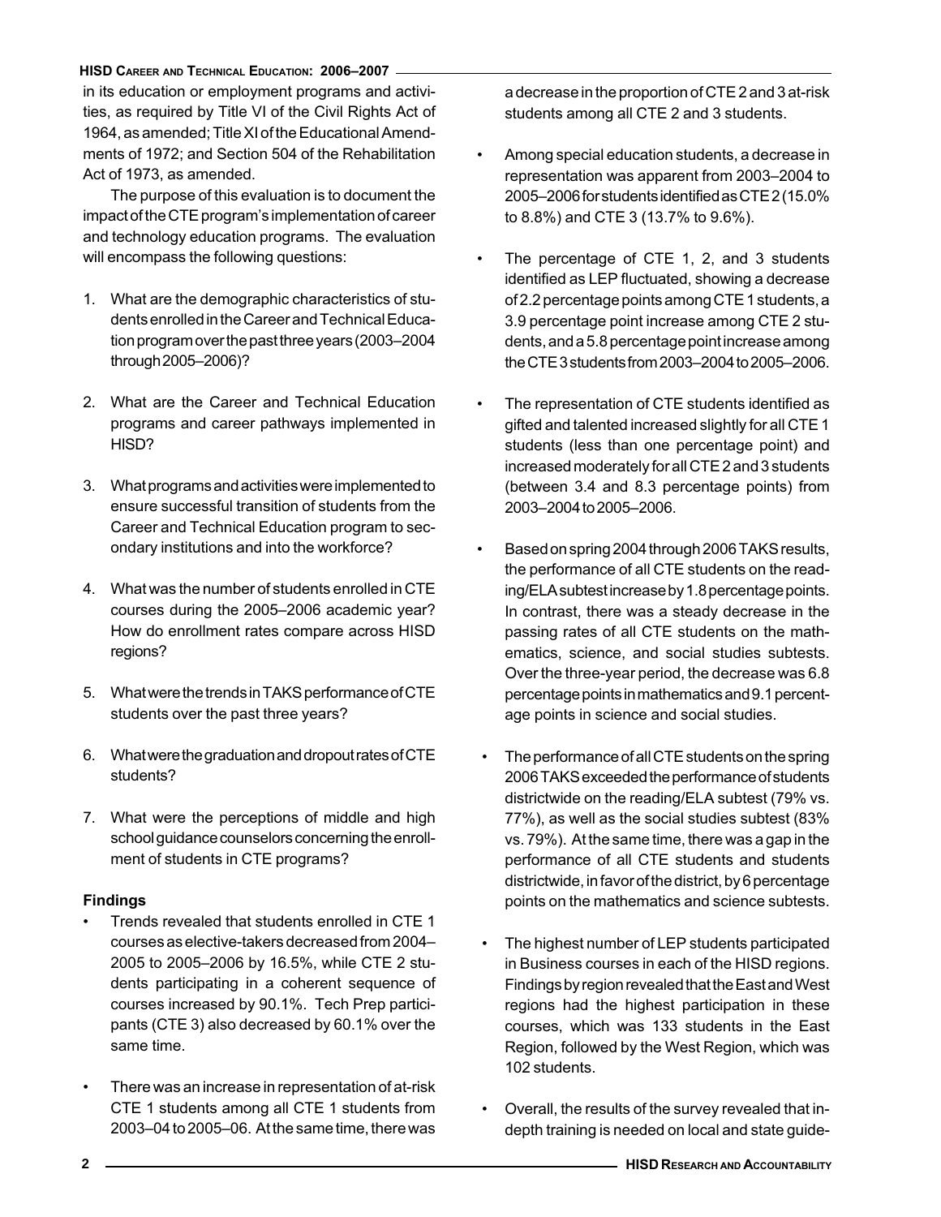in its education or employment programs and activities, as required by Title VI of the Civil Rights Act of 1964, as amended; Title XI of the Educational Amendments of 1972; and Section 504 of the Rehabilitation Act of 1973, as amended.

The purpose of this evaluation is to document the impact of the CTE program's implementation of career and technology education programs. The evaluation will encompass the following questions:

1. What are the demographic characteristics of students enrolled in the Career and Technical Education program over the past three years (2003–2004 through 2005–2006)?
2. What are the Career and Technical Education programs and career pathways implemented in HISD?
3. What programs and activities were implemented to ensure successful transition of students from the Career and Technical Education program to secondary institutions and into the workforce?
4. What was the number of students enrolled in CTE courses during the 2005–2006 academic year? How do enrollment rates compare across HISD regions?
5. What were the trends in TAKS performance of CTE students over the past three years?
6. What were the graduation and dropout rates of CTE students?
7. What were the perceptions of middle and high school guidance counselors concerning the enrollment of students in CTE programs?

**Findings**

- Trends revealed that students enrolled in CTE 1 courses as elective-takers decreased from 2004–2005 to 2005–2006 by 16.5%, while CTE 2 students participating in a coherent sequence of courses increased by 90.1%. Tech Prep participants (CTE 3) also decreased by 60.1% over the same time.
- There was an increase in representation of at-risk CTE 1 students among all CTE 1 students from 2003–04 to 2005–06. At the same time, there was a decrease in the proportion of CTE 2 and 3 at-risk students among all CTE 2 and 3 students.
- Among special education students, a decrease in representation was apparent from 2003–2004 to 2005–2006 for students identified as CTE 2 (15.0% to 8.8%) and CTE 3 (13.7% to 9.6%).
- The percentage of CTE 1, 2, and 3 students identified as LEP fluctuated, showing a decrease of 2.2 percentage points among CTE 1 students, a 3.9 percentage point increase among CTE 2 students, and a 5.8 percentage point increase among the CTE 3 students from 2003–2004 to 2005–2006.
- The representation of CTE students identified as gifted and talented increased slightly for all CTE 1 students (less than one percentage point) and increased moderately for all CTE 2 and 3 students (between 3.4 and 8.3 percentage points) from 2003–2004 to 2005–2006.
- Based on spring 2004 through 2006 TAKS results, the performance of all CTE students on the reading/ELA subtest increase by 1.8 percentage points. In contrast, there was a steady decrease in the passing rates of all CTE students on the mathematics, science, and social studies subtests. Over the three-year period, the decrease was 6.8 percentage points in mathematics and 9.1 percentage points in science and social studies.
- The performance of all CTE students on the spring 2006 TAKS exceeded the performance of students districtwide on the reading/ELA subtest (79% vs. 77%), as well as the social studies subtest (83% vs. 79%). At the same time, there was a gap in the performance of all CTE students and students districtwide, in favor of the district, by 6 percentage points on the mathematics and science subtests.
- The highest number of LEP students participated in Business courses in each of the HISD regions. Findings by region revealed that the East and West regions had the highest participation in these courses, which was 133 students in the East Region, followed by the West Region, which was 102 students.
- Overall, the results of the survey revealed that in-depth training is needed on local and state guide-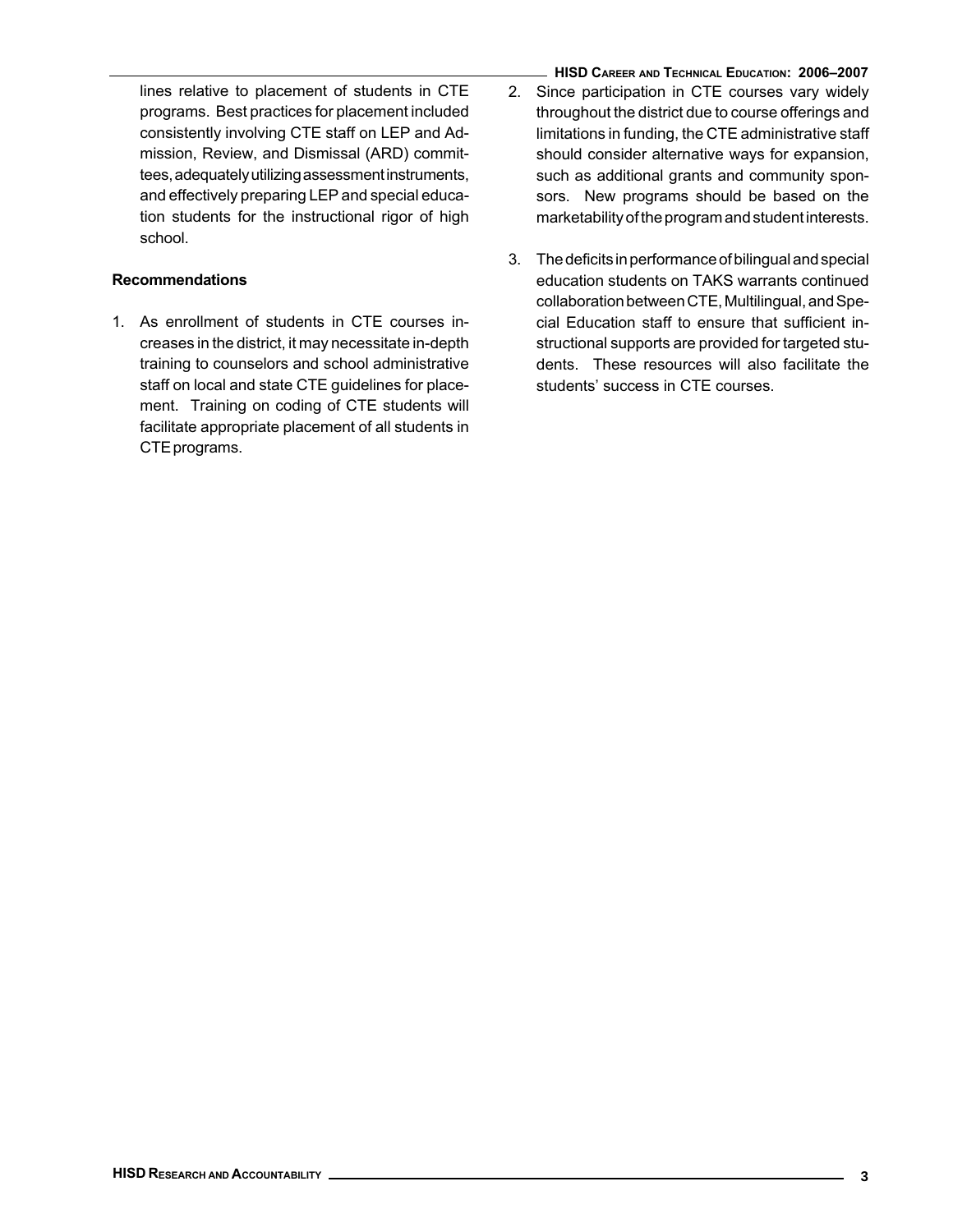lines relative to placement of students in CTE programs. Best practices for placement included consistently involving CTE staff on LEP and Admission, Review, and Dismissal (ARD) committees, adequately utilizing assessment instruments, and effectively preparing LEP and special education students for the instructional rigor of high school.

**Recommendations**

1. As enrollment of students in CTE courses increases in the district, it may necessitate in-depth training to counselors and school administrative staff on local and state CTE guidelines for placement. Training on coding of CTE students will facilitate appropriate placement of all students in CTE programs.

2. Since participation in CTE courses vary widely throughout the district due to course offerings and limitations in funding, the CTE administrative staff should consider alternative ways for expansion, such as additional grants and community sponsors. New programs should be based on the marketability of the program and student interests.

3. The deficits in performance of bilingual and special education students on TAKS warrants continued collaboration between CTE, Multilingual, and Special Education staff to ensure that sufficient instructional supports are provided for targeted students. These resources will also facilitate the students' success in CTE courses.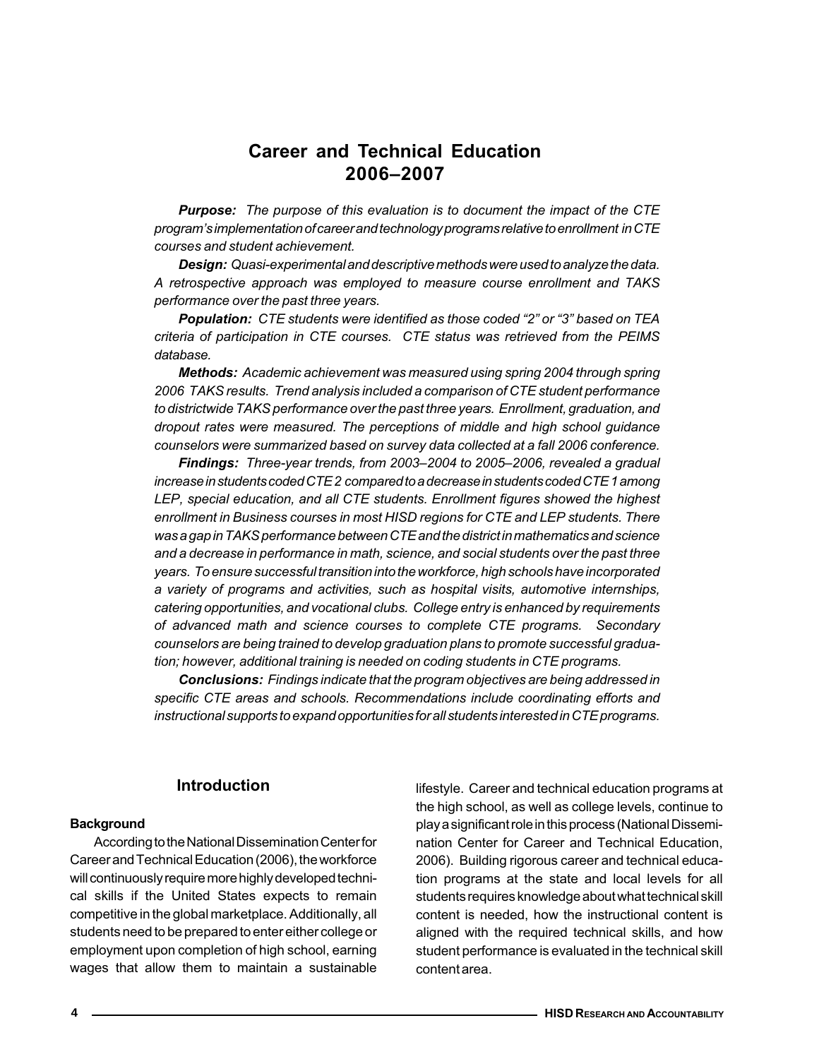# Career and Technical Education 2006–2007

***Purpose:*** *The purpose of this evaluation is to document the impact of the CTE program's implementation of career and technology programs relative to enrollment in CTE courses and student achievement.*

***Design:*** *Quasi-experimental and descriptive methods were used to analyze the data. A retrospective approach was employed to measure course enrollment and TAKS performance over the past three years.*

***Population:*** *CTE students were identified as those coded "2" or "3" based on TEA criteria of participation in CTE courses. CTE status was retrieved from the PEIMS database.*

***Methods:*** *Academic achievement was measured using spring 2004 through spring 2006 TAKS results. Trend analysis included a comparison of CTE student performance to districtwide TAKS performance over the past three years. Enrollment, graduation, and dropout rates were measured. The perceptions of middle and high school guidance counselors were summarized based on survey data collected at a fall 2006 conference.*

***Findings:*** *Three-year trends, from 2003–2004 to 2005–2006, revealed a gradual increase in students coded CTE 2 compared to a decrease in students coded CTE 1 among LEP, special education, and all CTE students. Enrollment figures showed the highest enrollment in Business courses in most HISD regions for CTE and LEP students. There was a gap in TAKS performance between CTE and the district in mathematics and science and a decrease in performance in math, science, and social students over the past three years. To ensure successful transition into the workforce, high schools have incorporated a variety of programs and activities, such as hospital visits, automotive internships, catering opportunities, and vocational clubs. College entry is enhanced by requirements of advanced math and science courses to complete CTE programs. Secondary counselors are being trained to develop graduation plans to promote successful graduation; however, additional training is needed on coding students in CTE programs.*

***Conclusions:*** *Findings indicate that the program objectives are being addressed in specific CTE areas and schools. Recommendations include coordinating efforts and instructional supports to expand opportunities for all students interested in CTE programs.*

## Introduction

### Background

According to the National Dissemination Center for Career and Technical Education (2006), the workforce will continuously require more highly developed technical skills if the United States expects to remain competitive in the global marketplace. Additionally, all students need to be prepared to enter either college or employment upon completion of high school, earning wages that allow them to maintain a sustainable lifestyle. Career and technical education programs at the high school, as well as college levels, continue to play a significant role in this process (National Dissemination Center for Career and Technical Education, 2006). Building rigorous career and technical education programs at the state and local levels for all students requires knowledge about what technical skill content is needed, how the instructional content is aligned with the required technical skills, and how student performance is evaluated in the technical skill content area.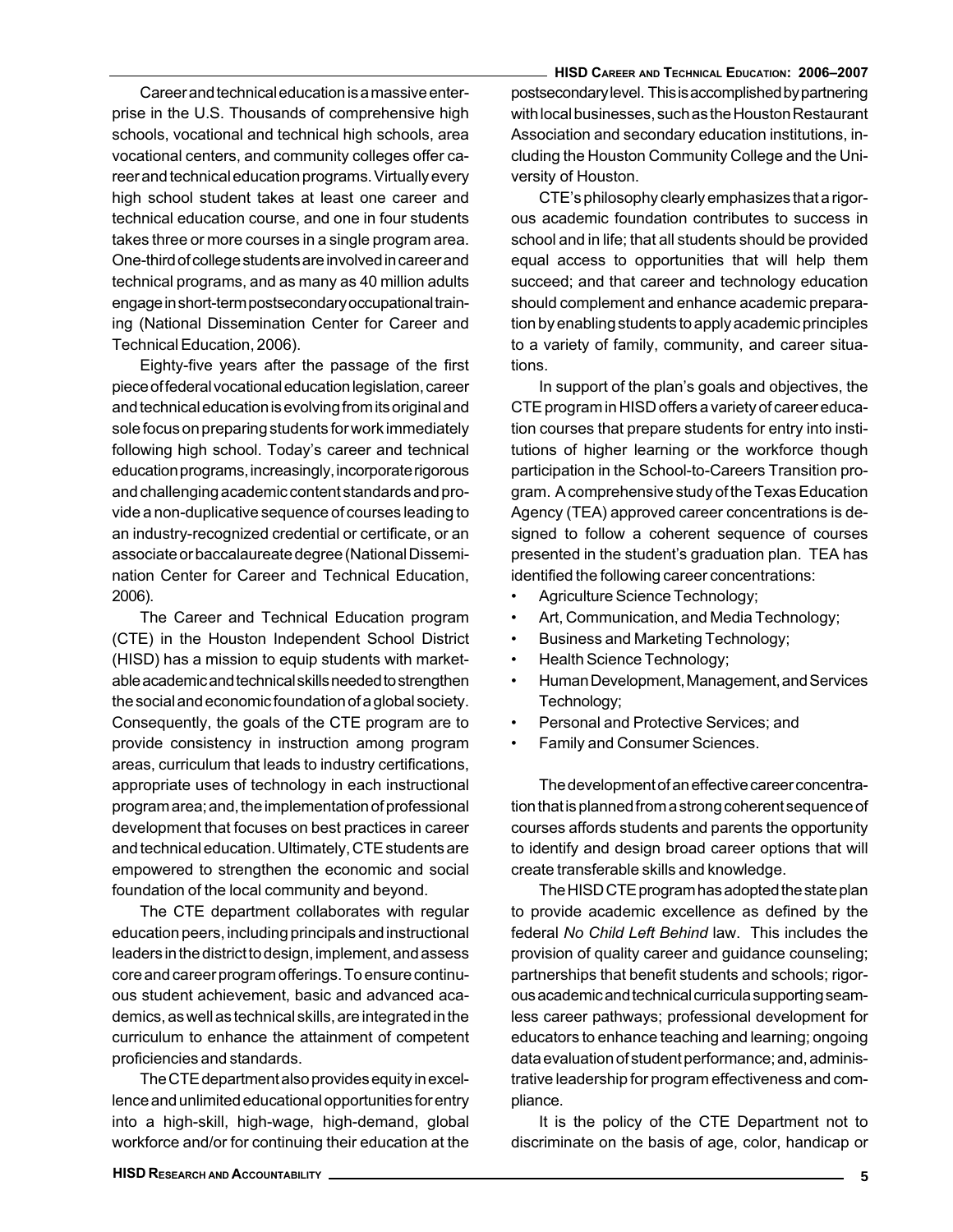Career and technical education is a massive enterprise in the U.S. Thousands of comprehensive high schools, vocational and technical high schools, area vocational centers, and community colleges offer career and technical education programs. Virtually every high school student takes at least one career and technical education course, and one in four students takes three or more courses in a single program area. One-third of college students are involved in career and technical programs, and as many as 40 million adults engage in short-term postsecondary occupational training (National Dissemination Center for Career and Technical Education, 2006).

Eighty-five years after the passage of the first piece of federal vocational education legislation, career and technical education is evolving from its original and sole focus on preparing students for work immediately following high school. Today's career and technical education programs, increasingly, incorporate rigorous and challenging academic content standards and provide a non-duplicative sequence of courses leading to an industry-recognized credential or certificate, or an associate or baccalaureate degree (National Dissemination Center for Career and Technical Education, 2006).

The Career and Technical Education program (CTE) in the Houston Independent School District (HISD) has a mission to equip students with marketable academic and technical skills needed to strengthen the social and economic foundation of a global society. Consequently, the goals of the CTE program are to provide consistency in instruction among program areas, curriculum that leads to industry certifications, appropriate uses of technology in each instructional program area; and, the implementation of professional development that focuses on best practices in career and technical education. Ultimately, CTE students are empowered to strengthen the economic and social foundation of the local community and beyond.

The CTE department collaborates with regular education peers, including principals and instructional leaders in the district to design, implement, and assess core and career program offerings. To ensure continuous student achievement, basic and advanced academics, as well as technical skills, are integrated in the curriculum to enhance the attainment of competent proficiencies and standards.

The CTE department also provides equity in excellence and unlimited educational opportunities for entry into a high-skill, high-wage, high-demand, global workforce and/or for continuing their education at the postsecondary level. This is accomplished by partnering with local businesses, such as the Houston Restaurant Association and secondary education institutions, including the Houston Community College and the University of Houston.

CTE's philosophy clearly emphasizes that a rigorous academic foundation contributes to success in school and in life; that all students should be provided equal access to opportunities that will help them succeed; and that career and technology education should complement and enhance academic preparation by enabling students to apply academic principles to a variety of family, community, and career situations.

In support of the plan's goals and objectives, the CTE program in HISD offers a variety of career education courses that prepare students for entry into institutions of higher learning or the workforce though participation in the School-to-Careers Transition program. A comprehensive study of the Texas Education Agency (TEA) approved career concentrations is designed to follow a coherent sequence of courses presented in the student's graduation plan. TEA has identified the following career concentrations:

- Agriculture Science Technology;
- Art, Communication, and Media Technology;
- Business and Marketing Technology;
- Health Science Technology;
- Human Development, Management, and Services Technology;
- Personal and Protective Services; and
- Family and Consumer Sciences.

The development of an effective career concentration that is planned from a strong coherent sequence of courses affords students and parents the opportunity to identify and design broad career options that will create transferable skills and knowledge.

The HISD CTE program has adopted the state plan to provide academic excellence as defined by the federal *No Child Left Behind* law. This includes the provision of quality career and guidance counseling; partnerships that benefit students and schools; rigorous academic and technical curricula supporting seamless career pathways; professional development for educators to enhance teaching and learning; ongoing data evaluation of student performance; and, administrative leadership for program effectiveness and compliance.

It is the policy of the CTE Department not to discriminate on the basis of age, color, handicap or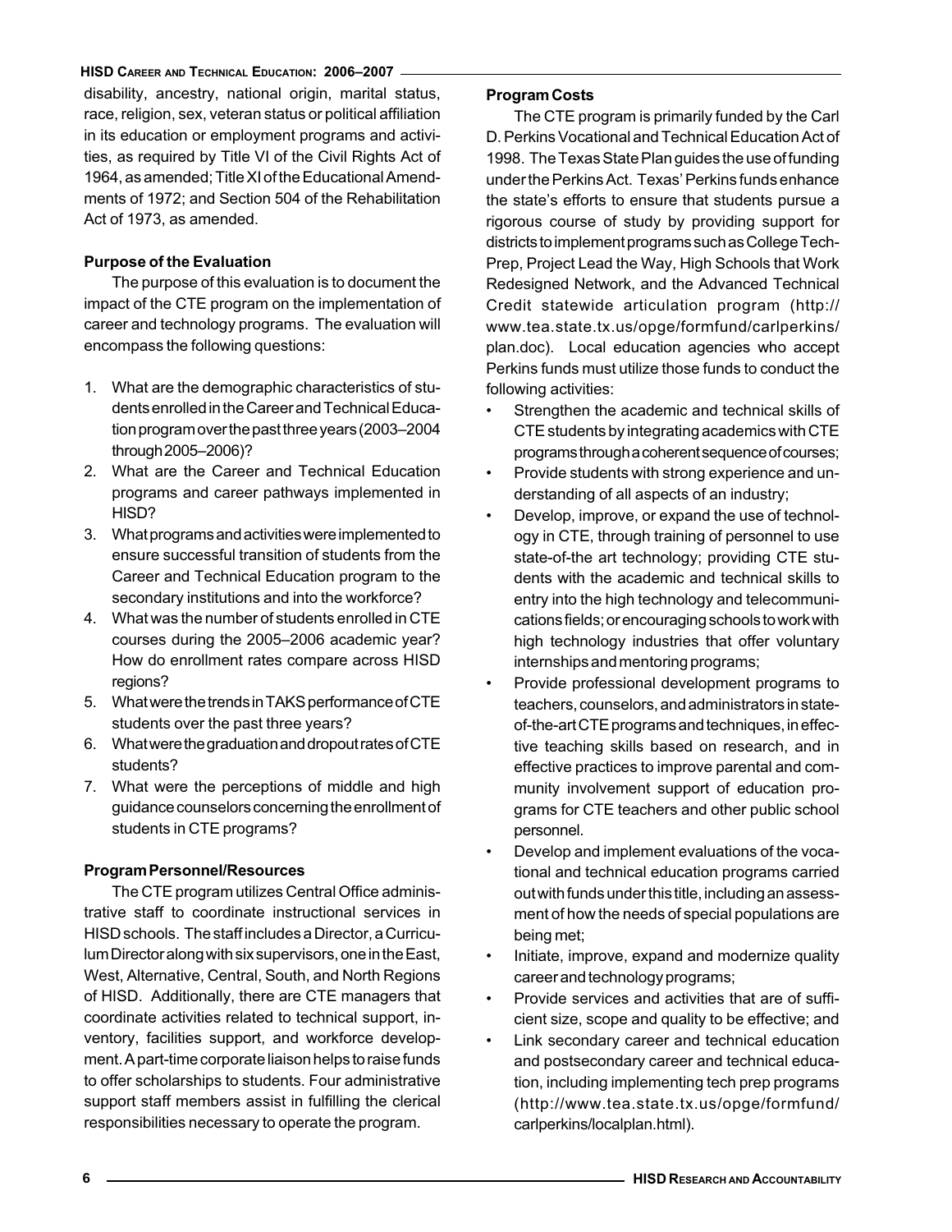disability, ancestry, national origin, marital status, race, religion, sex, veteran status or political affiliation in its education or employment programs and activities, as required by Title VI of the Civil Rights Act of 1964, as amended; Title XI of the Educational Amendments of 1972; and Section 504 of the Rehabilitation Act of 1973, as amended.

**Purpose of the Evaluation**

The purpose of this evaluation is to document the impact of the CTE program on the implementation of career and technology programs. The evaluation will encompass the following questions:

1. What are the demographic characteristics of students enrolled in the Career and Technical Education program over the past three years (2003–2004 through 2005–2006)?
2. What are the Career and Technical Education programs and career pathways implemented in HISD?
3. What programs and activities were implemented to ensure successful transition of students from the Career and Technical Education program to the secondary institutions and into the workforce?
4. What was the number of students enrolled in CTE courses during the 2005–2006 academic year? How do enrollment rates compare across HISD regions?
5. What were the trends in TAKS performance of CTE students over the past three years?
6. What were the graduation and dropout rates of CTE students?
7. What were the perceptions of middle and high guidance counselors concerning the enrollment of students in CTE programs?

**Program Personnel/Resources**

The CTE program utilizes Central Office administrative staff to coordinate instructional services in HISD schools. The staff includes a Director, a Curriculum Director along with six supervisors, one in the East, West, Alternative, Central, South, and North Regions of HISD. Additionally, there are CTE managers that coordinate activities related to technical support, inventory, facilities support, and workforce development. A part-time corporate liaison helps to raise funds to offer scholarships to students. Four administrative support staff members assist in fulfilling the clerical responsibilities necessary to operate the program.

**Program Costs**

The CTE program is primarily funded by the Carl D. Perkins Vocational and Technical Education Act of 1998. The Texas State Plan guides the use of funding under the Perkins Act. Texas' Perkins funds enhance the state's efforts to ensure that students pursue a rigorous course of study by providing support for districts to implement programs such as College Tech-Prep, Project Lead the Way, High Schools that Work Redesigned Network, and the Advanced Technical Credit statewide articulation program (http://www.tea.state.tx.us/opge/formfund/carlperkins/plan.doc). Local education agencies who accept Perkins funds must utilize those funds to conduct the following activities:

- Strengthen the academic and technical skills of CTE students by integrating academics with CTE programs through a coherent sequence of courses;
- Provide students with strong experience and understanding of all aspects of an industry;
- Develop, improve, or expand the use of technology in CTE, through training of personnel to use state-of-the art technology; providing CTE students with the academic and technical skills to entry into the high technology and telecommunications fields; or encouraging schools to work with high technology industries that offer voluntary internships and mentoring programs;
- Provide professional development programs to teachers, counselors, and administrators in state-of-the-art CTE programs and techniques, in effective teaching skills based on research, and in effective practices to improve parental and community involvement support of education programs for CTE teachers and other public school personnel.
- Develop and implement evaluations of the vocational and technical education programs carried out with funds under this title, including an assessment of how the needs of special populations are being met;
- Initiate, improve, expand and modernize quality career and technology programs;
- Provide services and activities that are of sufficient size, scope and quality to be effective; and
- Link secondary career and technical education and postsecondary career and technical education, including implementing tech prep programs (http://www.tea.state.tx.us/opge/formfund/carlperkins/localplan.html).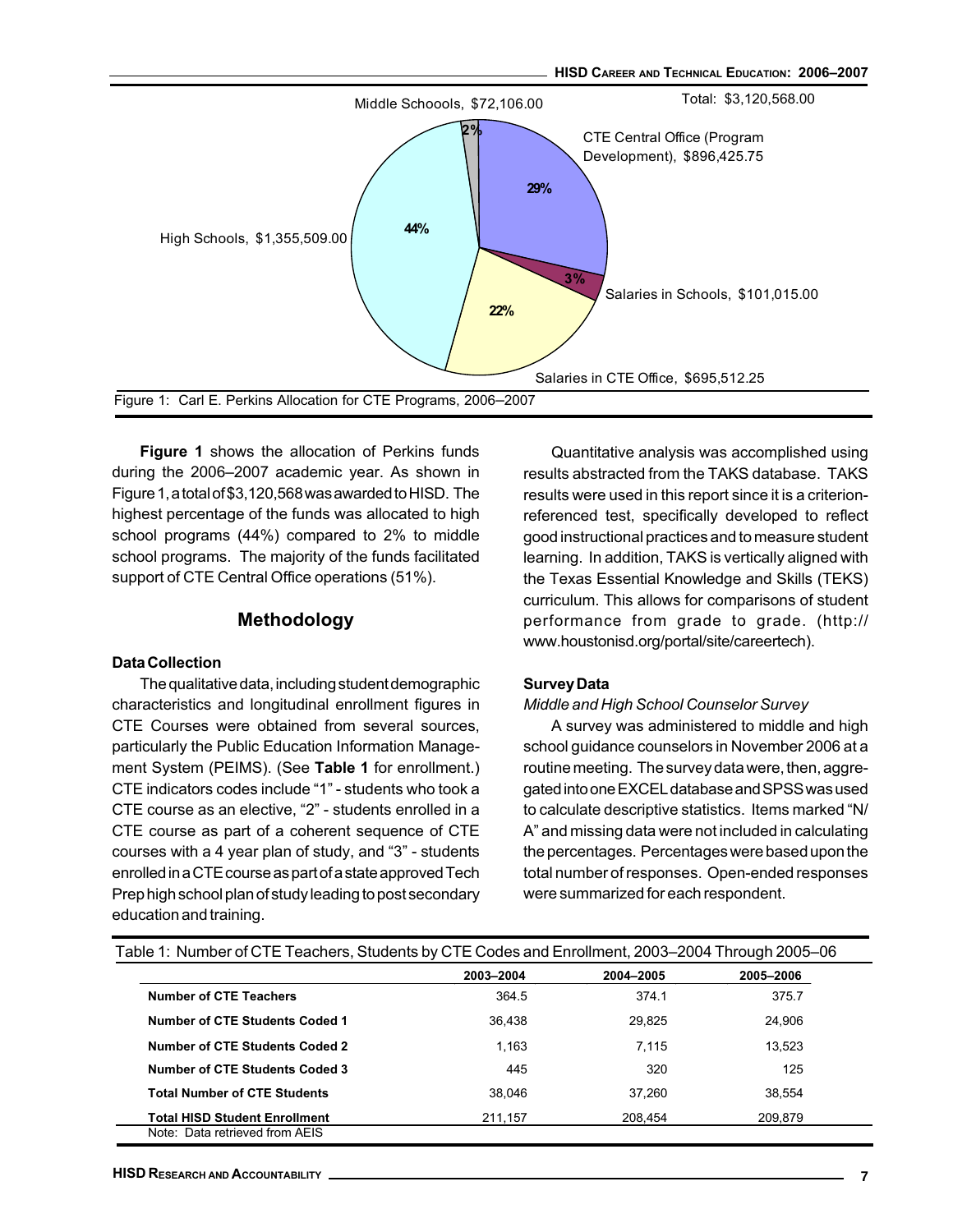Middle Schoools, $72,106.00

Total: $3,120,568.00

CTE Central Office (Program Development), $896,425.75

29%

3%

Salaries in Schools, $101,015.00

22%

Salaries in CTE Office, $695,512.25

44%

High Schools, $1,355,509.00

2%

Figure 1: Carl E. Perkins Allocation for CTE Programs, 2006–2007

**Figure 1** shows the allocation of Perkins funds during the 2006–2007 academic year. As shown in Figure 1, a total of $3,120,568 was awarded to HISD. The highest percentage of the funds was allocated to high school programs (44%) compared to 2% to middle school programs. The majority of the funds facilitated support of CTE Central Office operations (51%).

## Methodology

### Data Collection

The qualitative data, including student demographic characteristics and longitudinal enrollment figures in CTE Courses were obtained from several sources, particularly the Public Education Information Management System (PEIMS). (See **Table 1** for enrollment.) CTE indicators codes include "1" - students who took a CTE course as an elective, "2" - students enrolled in a CTE course as part of a coherent sequence of CTE courses with a 4 year plan of study, and "3" - students enrolled in a CTE course as part of a state approved Tech Prep high school plan of study leading to post secondary education and training.

Quantitative analysis was accomplished using results abstracted from the TAKS database. TAKS results were used in this report since it is a criterion-referenced test, specifically developed to reflect good instructional practices and to measure student learning. In addition, TAKS is vertically aligned with the Texas Essential Knowledge and Skills (TEKS) curriculum. This allows for comparisons of student performance from grade to grade. (http://www.houstonisd.org/portal/site/careertech).

### Survey Data

*Middle and High School Counselor Survey*

A survey was administered to middle and high school guidance counselors in November 2006 at a routine meeting. The survey data were, then, aggregated into one EXCEL database and SPSS was used to calculate descriptive statistics. Items marked "N/A" and missing data were not included in calculating the percentages. Percentages were based upon the total number of responses. Open-ended responses were summarized for each respondent.

Table 1: Number of CTE Teachers, Students by CTE Codes and Enrollment, 2003–2004 Through 2005–06

| | 2003–2004 | 2004–2005 | 2005–2006 |
|---|---|---|---|
| **Number of CTE Teachers** | 364.5 | 374.1 | 375.7 |
| **Number of CTE Students Coded 1** | 36,438 | 29,825 | 24,906 |
| **Number of CTE Students Coded 2** | 1,163 | 7,115 | 13,523 |
| **Number of CTE Students Coded 3** | 445 | 320 | 125 |
| **Total Number of CTE Students** | 38,046 | 37,260 | 38,554 |
| **Total HISD Student Enrollment** | 211,157 | 208,454 | 209,879 |

Note: Data retrieved from AEIS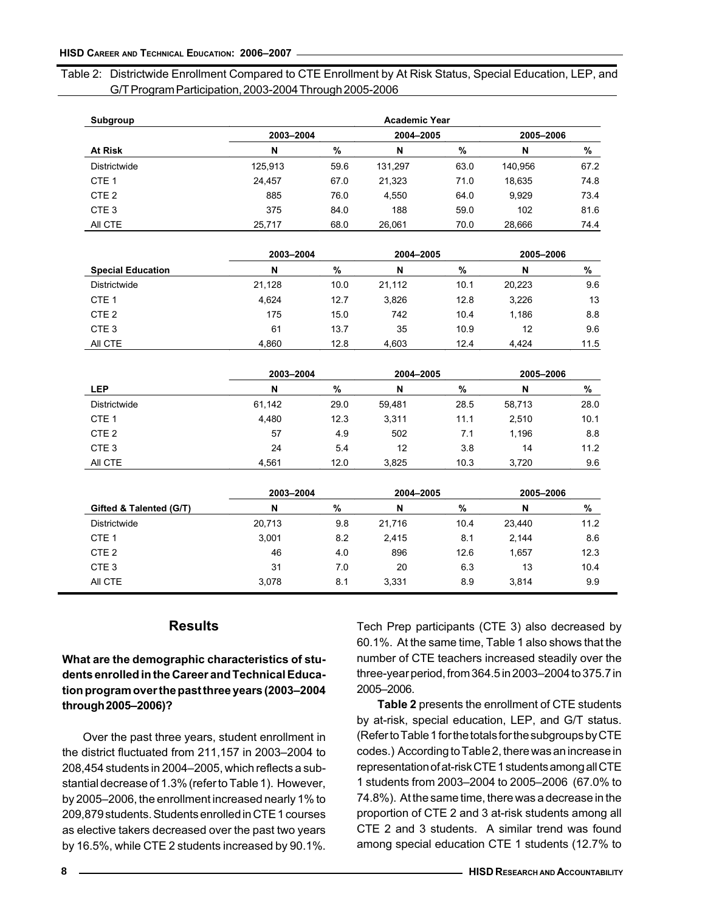Table 2: Districtwide Enrollment Compared to CTE Enrollment by At Risk Status, Special Education, LEP, and G/T Program Participation, 2003-2004 Through 2005-2006

| Subgroup | Academic Year | | | | | |
|---|---|---|---|---|---|---|
| | 2003–2004 | | 2004–2005 | | 2005–2006 | |
| **At Risk** | N | % | N | % | N | % |
| Districtwide | 125,913 | 59.6 | 131,297 | 63.0 | 140,956 | 67.2 |
| CTE 1 | 24,457 | 67.0 | 21,323 | 71.0 | 18,635 | 74.8 |
| CTE 2 | 885 | 76.0 | 4,550 | 64.0 | 9,929 | 73.4 |
| CTE 3 | 375 | 84.0 | 188 | 59.0 | 102 | 81.6 |
| All CTE | 25,717 | 68.0 | 26,061 | 70.0 | 28,666 | 74.4 |
| | 2003–2004 | | 2004–2005 | | 2005–2006 | |
| **Special Education** | N | % | N | % | N | % |
| Districtwide | 21,128 | 10.0 | 21,112 | 10.1 | 20,223 | 9.6 |
| CTE 1 | 4,624 | 12.7 | 3,826 | 12.8 | 3,226 | 13 |
| CTE 2 | 175 | 15.0 | 742 | 10.4 | 1,186 | 8.8 |
| CTE 3 | 61 | 13.7 | 35 | 10.9 | 12 | 9.6 |
| All CTE | 4,860 | 12.8 | 4,603 | 12.4 | 4,424 | 11.5 |
| | 2003–2004 | | 2004–2005 | | 2005–2006 | |
| **LEP** | N | % | N | % | N | % |
| Districtwide | 61,142 | 29.0 | 59,481 | 28.5 | 58,713 | 28.0 |
| CTE 1 | 4,480 | 12.3 | 3,311 | 11.1 | 2,510 | 10.1 |
| CTE 2 | 57 | 4.9 | 502 | 7.1 | 1,196 | 8.8 |
| CTE 3 | 24 | 5.4 | 12 | 3.8 | 14 | 11.2 |
| All CTE | 4,561 | 12.0 | 3,825 | 10.3 | 3,720 | 9.6 |
| | 2003–2004 | | 2004–2005 | | 2005–2006 | |
| **Gifted & Talented (G/T)** | N | % | N | % | N | % |
| Districtwide | 20,713 | 9.8 | 21,716 | 10.4 | 23,440 | 11.2 |
| CTE 1 | 3,001 | 8.2 | 2,415 | 8.1 | 2,144 | 8.6 |
| CTE 2 | 46 | 4.0 | 896 | 12.6 | 1,657 | 12.3 |
| CTE 3 | 31 | 7.0 | 20 | 6.3 | 13 | 10.4 |
| All CTE | 3,078 | 8.1 | 3,331 | 8.9 | 3,814 | 9.9 |

## Results

**What are the demographic characteristics of students enrolled in the Career and Technical Education program over the past three years (2003–2004 through 2005–2006)?**

Over the past three years, student enrollment in the district fluctuated from 211,157 in 2003–2004 to 208,454 students in 2004–2005, which reflects a substantial decrease of 1.3% (refer to Table 1). However, by 2005–2006, the enrollment increased nearly 1% to 209,879 students. Students enrolled in CTE 1 courses as elective takers decreased over the past two years by 16.5%, while CTE 2 students increased by 90.1%. Tech Prep participants (CTE 3) also decreased by 60.1%. At the same time, Table 1 also shows that the number of CTE teachers increased steadily over the three-year period, from 364.5 in 2003–2004 to 375.7 in 2005–2006.

**Table 2** presents the enrollment of CTE students by at-risk, special education, LEP, and G/T status. (Refer to Table 1 for the totals for the subgroups by CTE codes.) According to Table 2, there was an increase in representation of at-risk CTE 1 students among all CTE 1 students from 2003–2004 to 2005–2006 (67.0% to 74.8%). At the same time, there was a decrease in the proportion of CTE 2 and 3 at-risk students among all CTE 2 and 3 students. A similar trend was found among special education CTE 1 students (12.7% to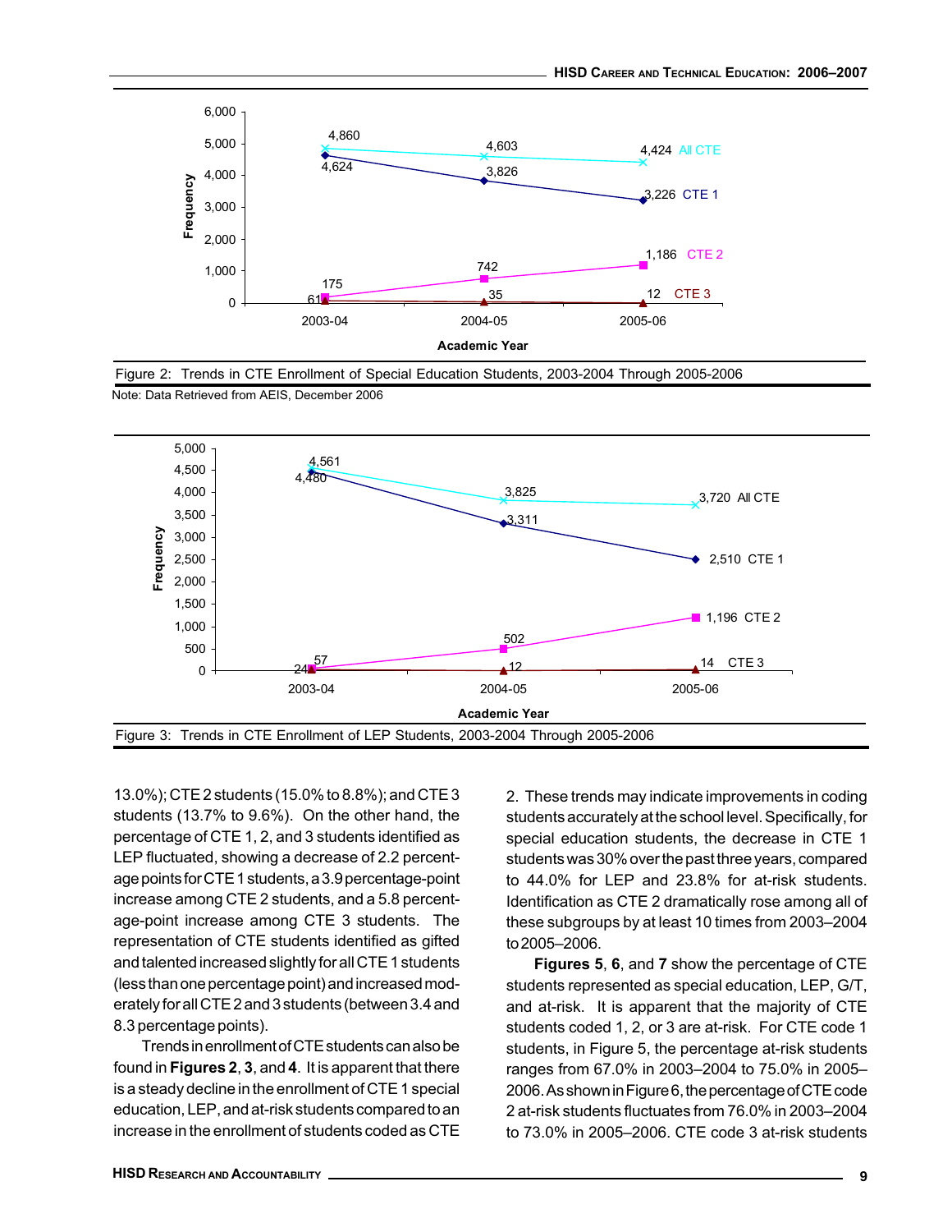Figure 2: Trends in CTE Enrollment of Special Education Students, 2003-2004 Through 2005-2006

Note: Data Retrieved from AEIS, December 2006

Figure 3: Trends in CTE Enrollment of LEP Students, 2003-2004 Through 2005-2006

13.0%); CTE 2 students (15.0% to 8.8%); and CTE 3 students (13.7% to 9.6%). On the other hand, the percentage of CTE 1, 2, and 3 students identified as LEP fluctuated, showing a decrease of 2.2 percentage points for CTE 1 students, a 3.9 percentage-point increase among CTE 2 students, and a 5.8 percentage-point increase among CTE 3 students. The representation of CTE students identified as gifted and talented increased slightly for all CTE 1 students (less than one percentage point) and increased moderately for all CTE 2 and 3 students (between 3.4 and 8.3 percentage points).

Trends in enrollment of CTE students can also be found in **Figures 2**, **3**, and **4**. It is apparent that there is a steady decline in the enrollment of CTE 1 special education, LEP, and at-risk students compared to an increase in the enrollment of students coded as CTE 2. These trends may indicate improvements in coding students accurately at the school level. Specifically, for special education students, the decrease in CTE 1 students was 30% over the past three years, compared to 44.0% for LEP and 23.8% for at-risk students. Identification as CTE 2 dramatically rose among all of these subgroups by at least 10 times from 2003–2004 to 2005–2006.

**Figures 5**, **6**, and **7** show the percentage of CTE students represented as special education, LEP, G/T, and at-risk. It is apparent that the majority of CTE students coded 1, 2, or 3 are at-risk. For CTE code 1 students, in Figure 5, the percentage at-risk students ranges from 67.0% in 2003–2004 to 75.0% in 2005–2006. As shown in Figure 6, the percentage of CTE code 2 at-risk students fluctuates from 76.0% in 2003–2004 to 73.0% in 2005–2006. CTE code 3 at-risk students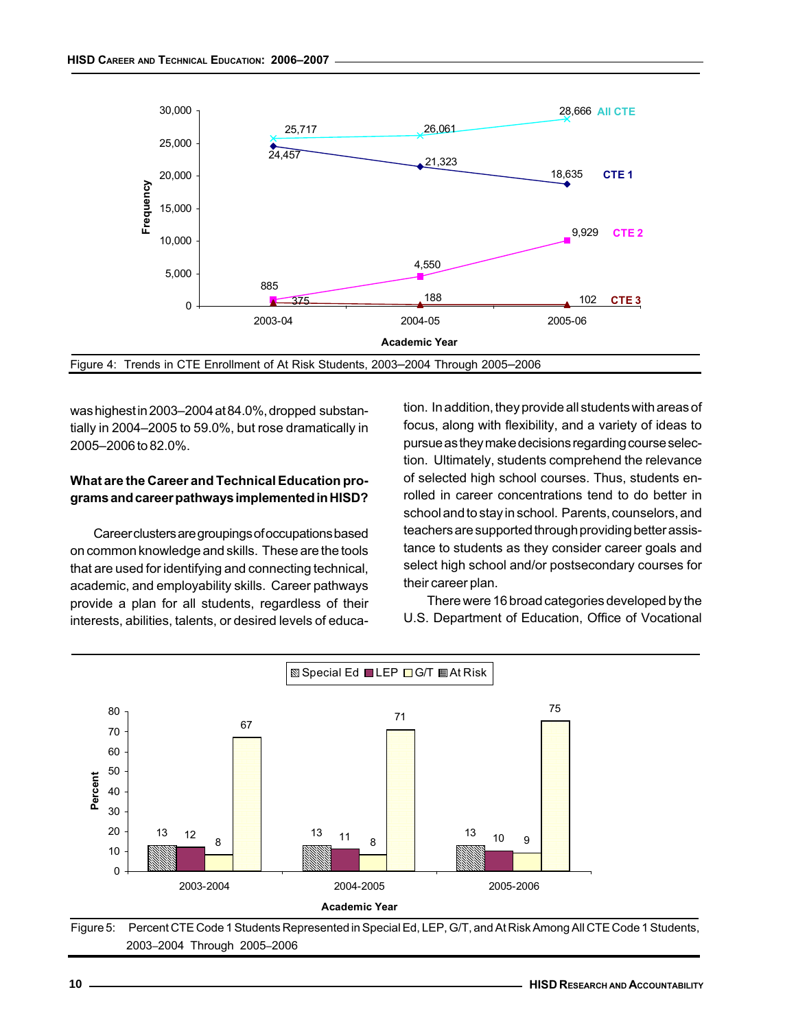Figure 4: Trends in CTE Enrollment of At Risk Students, 2003–2004 Through 2005–2006

was highest in 2003–2004 at 84.0%, dropped substantially in 2004–2005 to 59.0%, but rose dramatically in 2005–2006 to 82.0%.

**What are the Career and Technical Education programs and career pathways implemented in HISD?**

Career clusters are groupings of occupations based on common knowledge and skills. These are the tools that are used for identifying and connecting technical, academic, and employability skills. Career pathways provide a plan for all students, regardless of their interests, abilities, talents, or desired levels of education. In addition, they provide all students with areas of focus, along with flexibility, and a variety of ideas to pursue as they make decisions regarding course selection. Ultimately, students comprehend the relevance of selected high school courses. Thus, students enrolled in career concentrations tend to do better in school and to stay in school. Parents, counselors, and teachers are supported through providing better assistance to students as they consider career goals and select high school and/or postsecondary courses for their career plan.

There were 16 broad categories developed by the U.S. Department of Education, Office of Vocational

Figure 5: Percent CTE Code 1 Students Represented in Special Ed, LEP, G/T, and At Risk Among All CTE Code 1 Students, 2003–2004 Through 2005–2006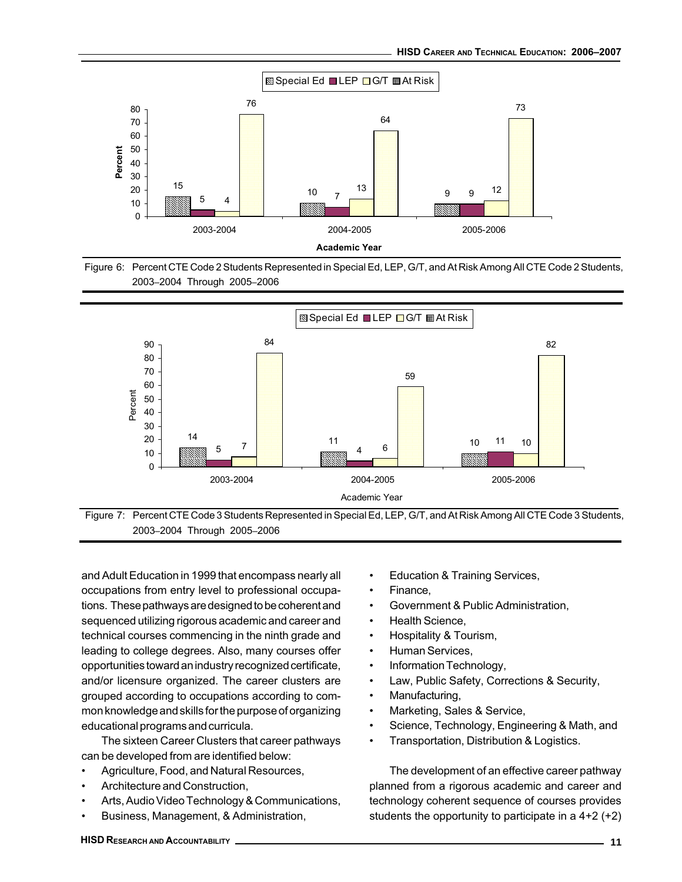Figure 6: Percent CTE Code 2 Students Represented in Special Ed, LEP, G/T, and At Risk Among All CTE Code 2 Students, 2003–2004 Through 2005–2006

| Academic Year | Special Ed | LEP | G/T | At Risk |
|---|---|---|---|---|
| 2003-2004 | 15 | 5 | 4 | 76 |
| 2004-2005 | 10 | 7 | 13 | 64 |
| 2005-2006 | 9 | 9 | 12 | 73 |

Figure 7: Percent CTE Code 3 Students Represented in Special Ed, LEP, G/T, and At Risk Among All CTE Code 3 Students, 2003–2004 Through 2005–2006

| Academic Year | Special Ed | LEP | G/T | At Risk |
|---|---|---|---|---|
| 2003-2004 | 14 | 5 | 7 | 84 |
| 2004-2005 | 11 | 4 | 6 | 59 |
| 2005-2006 | 10 | 11 | 10 | 82 |

and Adult Education in 1999 that encompass nearly all occupations from entry level to professional occupations. These pathways are designed to be coherent and sequenced utilizing rigorous academic and career and technical courses commencing in the ninth grade and leading to college degrees. Also, many courses offer opportunities toward an industry recognized certificate, and/or licensure organized. The career clusters are grouped according to occupations according to common knowledge and skills for the purpose of organizing educational programs and curricula.

The sixteen Career Clusters that career pathways can be developed from are identified below:

- Agriculture, Food, and Natural Resources,
- Architecture and Construction,
- Arts, Audio Video Technology & Communications,
- Business, Management, & Administration,
- Education & Training Services,
- Finance,
- Government & Public Administration,
- Health Science,
- Hospitality & Tourism,
- Human Services,
- Information Technology,
- Law, Public Safety, Corrections & Security,
- Manufacturing,
- Marketing, Sales & Service,
- Science, Technology, Engineering & Math, and
- Transportation, Distribution & Logistics.

The development of an effective career pathway planned from a rigorous academic and career and technology coherent sequence of courses provides students the opportunity to participate in a 4+2 (+2)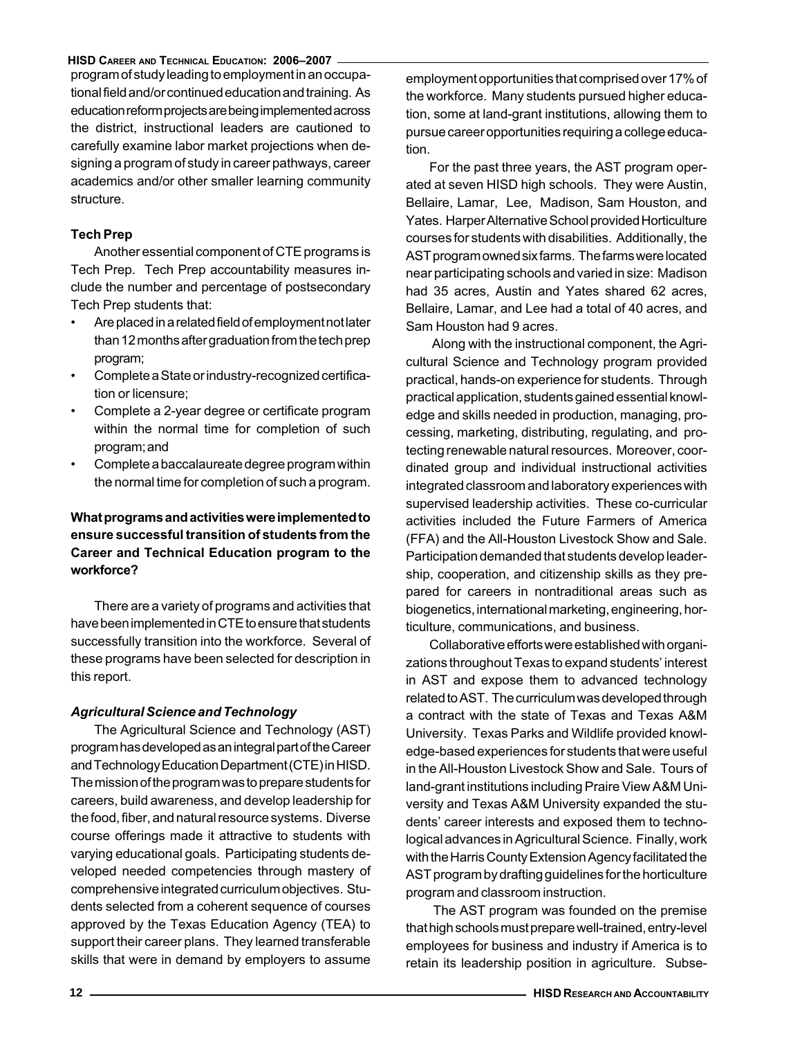program of study leading to employment in an occupational field and/or continued education and training. As education reform projects are being implemented across the district, instructional leaders are cautioned to carefully examine labor market projections when designing a program of study in career pathways, career academics and/or other smaller learning community structure.

### Tech Prep

Another essential component of CTE programs is Tech Prep. Tech Prep accountability measures include the number and percentage of postsecondary Tech Prep students that:

- Are placed in a related field of employment not later than 12 months after graduation from the tech prep program;
- Complete a State or industry-recognized certification or licensure;
- Complete a 2-year degree or certificate program within the normal time for completion of such program; and
- Complete a baccalaureate degree program within the normal time for completion of such a program.

## What programs and activities were implemented to ensure successful transition of students from the Career and Technical Education program to the workforce?

There are a variety of programs and activities that have been implemented in CTE to ensure that students successfully transition into the workforce. Several of these programs have been selected for description in this report.

### *Agricultural Science and Technology*

The Agricultural Science and Technology (AST) program has developed as an integral part of the Career and Technology Education Department (CTE) in HISD. The mission of the program was to prepare students for careers, build awareness, and develop leadership for the food, fiber, and natural resource systems. Diverse course offerings made it attractive to students with varying educational goals. Participating students developed needed competencies through mastery of comprehensive integrated curriculum objectives. Students selected from a coherent sequence of courses approved by the Texas Education Agency (TEA) to support their career plans. They learned transferable skills that were in demand by employers to assume employment opportunities that comprised over 17% of the workforce. Many students pursued higher education, some at land-grant institutions, allowing them to pursue career opportunities requiring a college education.

For the past three years, the AST program operated at seven HISD high schools. They were Austin, Bellaire, Lamar, Lee, Madison, Sam Houston, and Yates. Harper Alternative School provided Horticulture courses for students with disabilities. Additionally, the AST program owned six farms. The farms were located near participating schools and varied in size: Madison had 35 acres, Austin and Yates shared 62 acres, Bellaire, Lamar, and Lee had a total of 40 acres, and Sam Houston had 9 acres.

Along with the instructional component, the Agricultural Science and Technology program provided practical, hands-on experience for students. Through practical application, students gained essential knowledge and skills needed in production, managing, processing, marketing, distributing, regulating, and protecting renewable natural resources. Moreover, coordinated group and individual instructional activities integrated classroom and laboratory experiences with supervised leadership activities. These co-curricular activities included the Future Farmers of America (FFA) and the All-Houston Livestock Show and Sale. Participation demanded that students develop leadership, cooperation, and citizenship skills as they prepared for careers in nontraditional areas such as biogenetics, international marketing, engineering, horticulture, communications, and business.

Collaborative efforts were established with organizations throughout Texas to expand students' interest in AST and expose them to advanced technology related to AST. The curriculum was developed through a contract with the state of Texas and Texas A&M University. Texas Parks and Wildlife provided knowledge-based experiences for students that were useful in the All-Houston Livestock Show and Sale. Tours of land-grant institutions including Praire View A&M University and Texas A&M University expanded the students' career interests and exposed them to technological advances in Agricultural Science. Finally, work with the Harris County Extension Agency facilitated the AST program by drafting guidelines for the horticulture program and classroom instruction.

The AST program was founded on the premise that high schools must prepare well-trained, entry-level employees for business and industry if America is to retain its leadership position in agriculture. Subse-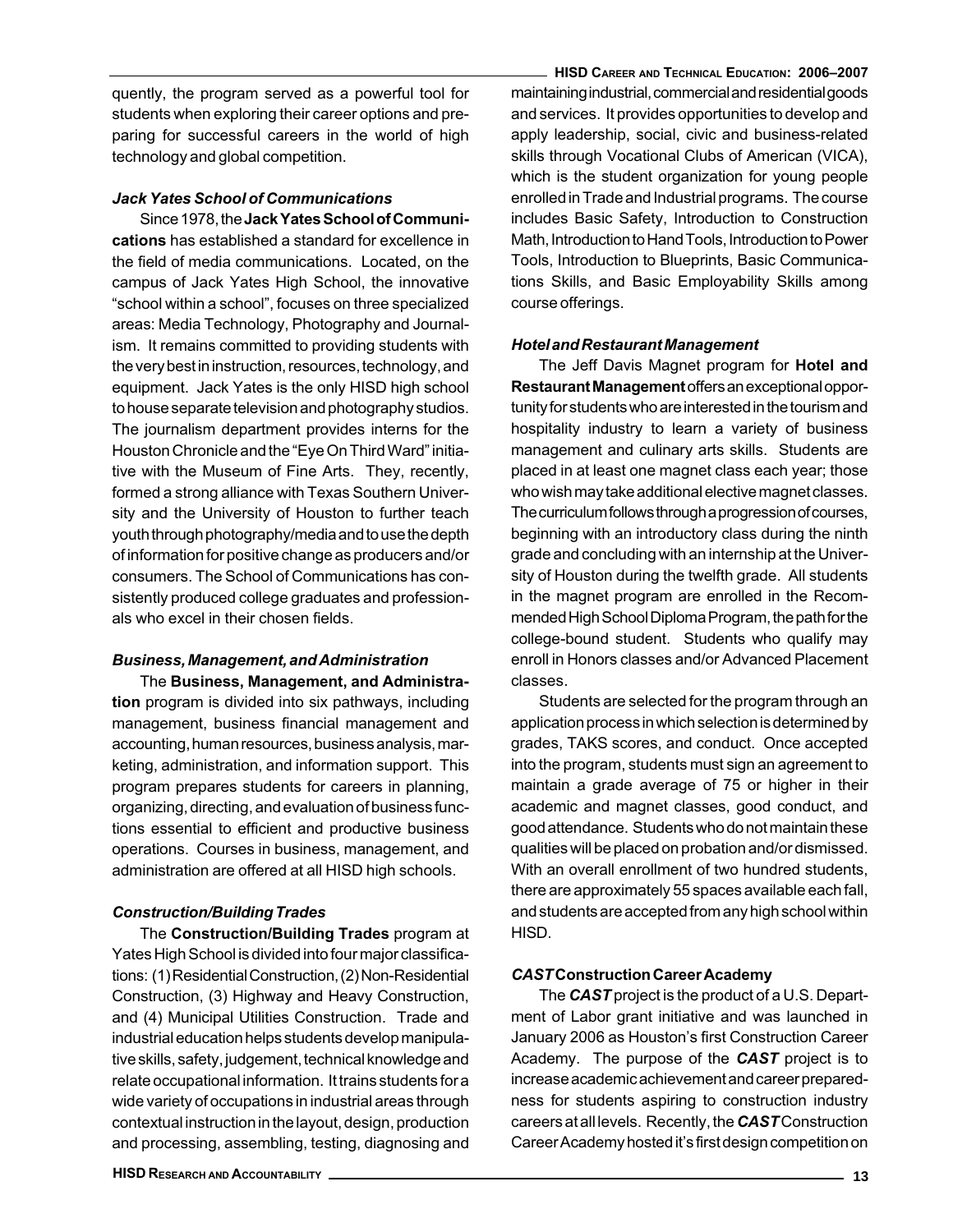quently, the program served as a powerful tool for students when exploring their career options and preparing for successful careers in the world of high technology and global competition.

### *Jack Yates School of Communications*

Since 1978, the **Jack Yates School of Communications** has established a standard for excellence in the field of media communications. Located, on the campus of Jack Yates High School, the innovative "school within a school", focuses on three specialized areas: Media Technology, Photography and Journalism. It remains committed to providing students with the very best in instruction, resources, technology, and equipment. Jack Yates is the only HISD high school to house separate television and photography studios. The journalism department provides interns for the Houston Chronicle and the "Eye On Third Ward" initiative with the Museum of Fine Arts. They, recently, formed a strong alliance with Texas Southern University and the University of Houston to further teach youth through photography/media and to use the depth of information for positive change as producers and/or consumers. The School of Communications has consistently produced college graduates and professionals who excel in their chosen fields.

### *Business, Management, and Administration*

The **Business, Management, and Administration** program is divided into six pathways, including management, business financial management and accounting, human resources, business analysis, marketing, administration, and information support. This program prepares students for careers in planning, organizing, directing, and evaluation of business functions essential to efficient and productive business operations. Courses in business, management, and administration are offered at all HISD high schools.

### *Construction/Building Trades*

The **Construction/Building Trades** program at Yates High School is divided into four major classifications: (1) Residential Construction, (2) Non-Residential Construction, (3) Highway and Heavy Construction, and (4) Municipal Utilities Construction. Trade and industrial education helps students develop manipulative skills, safety, judgement, technical knowledge and relate occupational information. It trains students for a wide variety of occupations in industrial areas through contextual instruction in the layout, design, production and processing, assembling, testing, diagnosing and maintaining industrial, commercial and residential goods and services. It provides opportunities to develop and apply leadership, social, civic and business-related skills through Vocational Clubs of American (VICA), which is the student organization for young people enrolled in Trade and Industrial programs. The course includes Basic Safety, Introduction to Construction Math, Introduction to Hand Tools, Introduction to Power Tools, Introduction to Blueprints, Basic Communications Skills, and Basic Employability Skills among course offerings.

### *Hotel and Restaurant Management*

The Jeff Davis Magnet program for **Hotel and Restaurant Management** offers an exceptional opportunity for students who are interested in the tourism and hospitality industry to learn a variety of business management and culinary arts skills. Students are placed in at least one magnet class each year; those who wish may take additional elective magnet classes. The curriculum follows through a progression of courses, beginning with an introductory class during the ninth grade and concluding with an internship at the University of Houston during the twelfth grade. All students in the magnet program are enrolled in the Recommended High School Diploma Program, the path for the college-bound student. Students who qualify may enroll in Honors classes and/or Advanced Placement classes.

Students are selected for the program through an application process in which selection is determined by grades, TAKS scores, and conduct. Once accepted into the program, students must sign an agreement to maintain a grade average of 75 or higher in their academic and magnet classes, good conduct, and good attendance. Students who do not maintain these qualities will be placed on probation and/or dismissed. With an overall enrollment of two hundred students, there are approximately 55 spaces available each fall, and students are accepted from any high school within HISD.

### ***CAST* Construction Career Academy**

The ***CAST*** project is the product of a U.S. Department of Labor grant initiative and was launched in January 2006 as Houston's first Construction Career Academy. The purpose of the ***CAST*** project is to increase academic achievement and career preparedness for students aspiring to construction industry careers at all levels. Recently, the ***CAST*** Construction Career Academy hosted it's first design competition on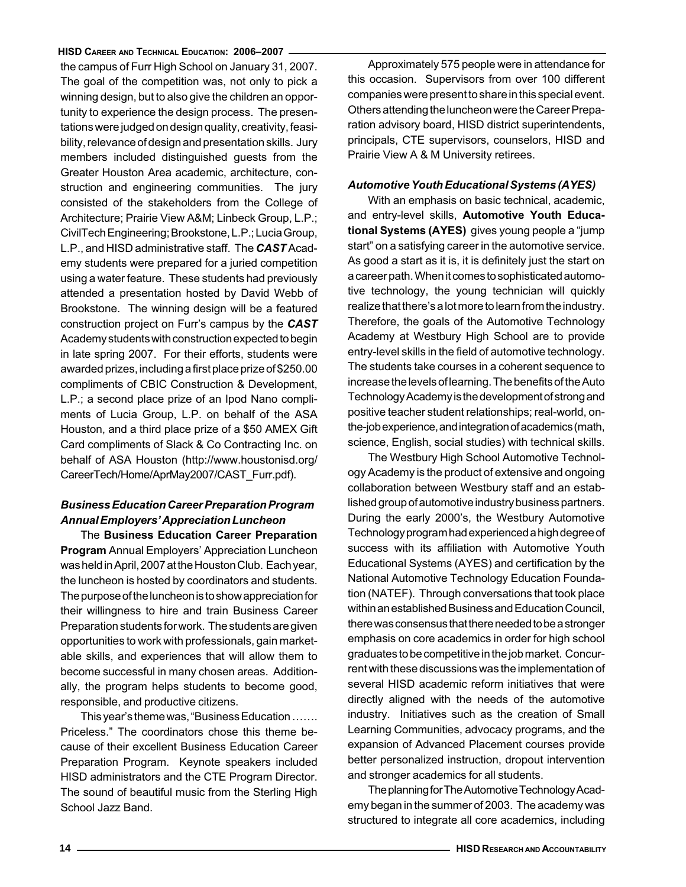the campus of Furr High School on January 31, 2007. The goal of the competition was, not only to pick a winning design, but to also give the children an opportunity to experience the design process. The presentations were judged on design quality, creativity, feasibility, relevance of design and presentation skills. Jury members included distinguished guests from the Greater Houston Area academic, architecture, construction and engineering communities. The jury consisted of the stakeholders from the College of Architecture; Prairie View A&M; Linbeck Group, L.P.; CivilTech Engineering; Brookstone, L.P.; Lucia Group, L.P., and HISD administrative staff. The ***CAST*** Academy students were prepared for a juried competition using a water feature. These students had previously attended a presentation hosted by David Webb of Brookstone. The winning design will be a featured construction project on Furr's campus by the ***CAST*** Academy students with construction expected to begin in late spring 2007. For their efforts, students were awarded prizes, including a first place prize of $250.00 compliments of CBIC Construction & Development, L.P.; a second place prize of an Ipod Nano compliments of Lucia Group, L.P. on behalf of the ASA Houston, and a third place prize of a $50 AMEX Gift Card compliments of Slack & Co Contracting Inc. on behalf of ASA Houston (http://www.houstonisd.org/CareerTech/Home/AprMay2007/CAST_Furr.pdf).

### *Business Education Career Preparation Program Annual Employers' Appreciation Luncheon*

The **Business Education Career Preparation Program** Annual Employers' Appreciation Luncheon was held in April, 2007 at the Houston Club. Each year, the luncheon is hosted by coordinators and students. The purpose of the luncheon is to show appreciation for their willingness to hire and train Business Career Preparation students for work. The students are given opportunities to work with professionals, gain marketable skills, and experiences that will allow them to become successful in many chosen areas. Additionally, the program helps students to become good, responsible, and productive citizens.

This year's theme was, "Business Education ……. Priceless." The coordinators chose this theme because of their excellent Business Education Career Preparation Program. Keynote speakers included HISD administrators and the CTE Program Director. The sound of beautiful music from the Sterling High School Jazz Band.

Approximately 575 people were in attendance for this occasion. Supervisors from over 100 different companies were present to share in this special event. Others attending the luncheon were the Career Preparation advisory board, HISD district superintendents, principals, CTE supervisors, counselors, HISD and Prairie View A & M University retirees.

### *Automotive Youth Educational Systems (AYES)*

With an emphasis on basic technical, academic, and entry-level skills, **Automotive Youth Educational Systems (AYES)** gives young people a "jump start" on a satisfying career in the automotive service. As good a start as it is, it is definitely just the start on a career path. When it comes to sophisticated automotive technology, the young technician will quickly realize that there's a lot more to learn from the industry. Therefore, the goals of the Automotive Technology Academy at Westbury High School are to provide entry-level skills in the field of automotive technology. The students take courses in a coherent sequence to increase the levels of learning. The benefits of the Auto Technology Academy is the development of strong and positive teacher student relationships; real-world, on-the-job experience, and integration of academics (math, science, English, social studies) with technical skills.

The Westbury High School Automotive Technology Academy is the product of extensive and ongoing collaboration between Westbury staff and an established group of automotive industry business partners. During the early 2000's, the Westbury Automotive Technology program had experienced a high degree of success with its affiliation with Automotive Youth Educational Systems (AYES) and certification by the National Automotive Technology Education Foundation (NATEF). Through conversations that took place within an established Business and Education Council, there was consensus that there needed to be a stronger emphasis on core academics in order for high school graduates to be competitive in the job market. Concurrent with these discussions was the implementation of several HISD academic reform initiatives that were directly aligned with the needs of the automotive industry. Initiatives such as the creation of Small Learning Communities, advocacy programs, and the expansion of Advanced Placement courses provide better personalized instruction, dropout intervention and stronger academics for all students.

The planning for The Automotive Technology Academy began in the summer of 2003. The academy was structured to integrate all core academics, including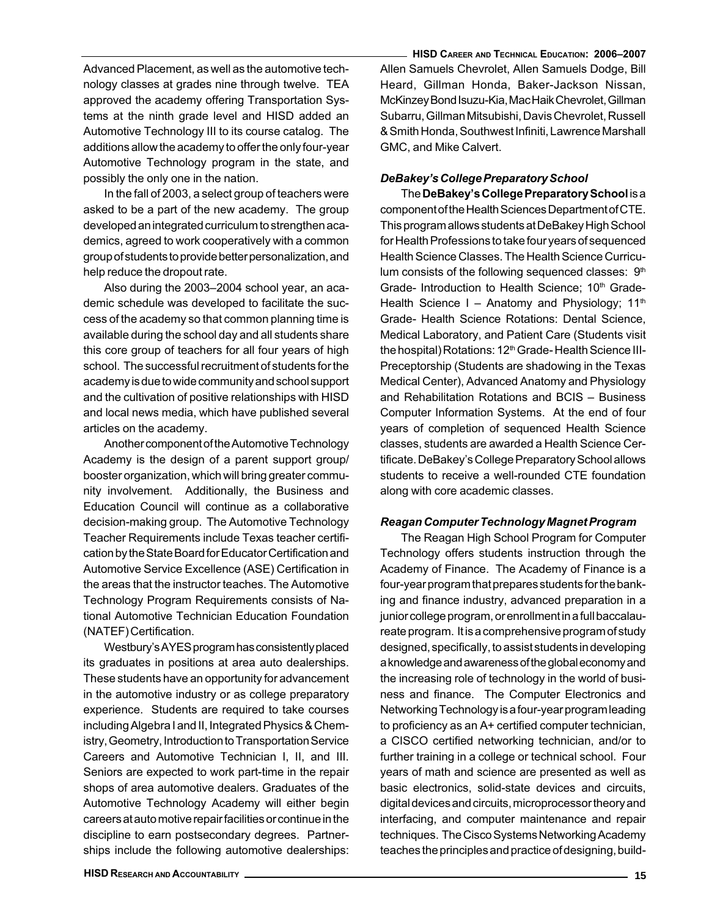Advanced Placement, as well as the automotive technology classes at grades nine through twelve. TEA approved the academy offering Transportation Systems at the ninth grade level and HISD added an Automotive Technology III to its course catalog. The additions allow the academy to offer the only four-year Automotive Technology program in the state, and possibly the only one in the nation.

In the fall of 2003, a select group of teachers were asked to be a part of the new academy. The group developed an integrated curriculum to strengthen academics, agreed to work cooperatively with a common group of students to provide better personalization, and help reduce the dropout rate.

Also during the 2003–2004 school year, an academic schedule was developed to facilitate the success of the academy so that common planning time is available during the school day and all students share this core group of teachers for all four years of high school. The successful recruitment of students for the academy is due to wide community and school support and the cultivation of positive relationships with HISD and local news media, which have published several articles on the academy.

Another component of the Automotive Technology Academy is the design of a parent support group/ booster organization, which will bring greater community involvement. Additionally, the Business and Education Council will continue as a collaborative decision-making group. The Automotive Technology Teacher Requirements include Texas teacher certification by the State Board for Educator Certification and Automotive Service Excellence (ASE) Certification in the areas that the instructor teaches. The Automotive Technology Program Requirements consists of National Automotive Technician Education Foundation (NATEF) Certification.

Westbury's AYES program has consistently placed its graduates in positions at area auto dealerships. These students have an opportunity for advancement in the automotive industry or as college preparatory experience. Students are required to take courses including Algebra I and II, Integrated Physics & Chemistry, Geometry, Introduction to Transportation Service Careers and Automotive Technician I, II, and III. Seniors are expected to work part-time in the repair shops of area automotive dealers. Graduates of the Automotive Technology Academy will either begin careers at automotive repair facilities or continue in the discipline to earn postsecondary degrees. Partnerships include the following automotive dealerships: Allen Samuels Chevrolet, Allen Samuels Dodge, Bill Heard, Gillman Honda, Baker-Jackson Nissan, McKinzey Bond Isuzu-Kia, Mac Haik Chevrolet, Gillman Subarru, Gillman Mitsubishi, Davis Chevrolet, Russell & Smith Honda, Southwest Infiniti, Lawrence Marshall GMC, and Mike Calvert.

### *DeBakey's College Preparatory School*

The **DeBakey's College Preparatory School** is a component of the Health Sciences Department of CTE. This program allows students at DeBakey High School for Health Professions to take four years of sequenced Health Science Classes. The Health Science Curriculum consists of the following sequenced classes: 9th Grade- Introduction to Health Science; 10th Grade- Health Science I – Anatomy and Physiology; 11th Grade- Health Science Rotations: Dental Science, Medical Laboratory, and Patient Care (Students visit the hospital) Rotations: 12th Grade- Health Science III- Preceptorship (Students are shadowing in the Texas Medical Center), Advanced Anatomy and Physiology and Rehabilitation Rotations and BCIS – Business Computer Information Systems. At the end of four years of completion of sequenced Health Science classes, students are awarded a Health Science Certificate. DeBakey's College Preparatory School allows students to receive a well-rounded CTE foundation along with core academic classes.

### *Reagan Computer Technology Magnet Program*

The Reagan High School Program for Computer Technology offers students instruction through the Academy of Finance. The Academy of Finance is a four-year program that prepares students for the banking and finance industry, advanced preparation in a junior college program, or enrollment in a full baccalaureate program. It is a comprehensive program of study designed, specifically, to assist students in developing a knowledge and awareness of the global economy and the increasing role of technology in the world of business and finance. The Computer Electronics and Networking Technology is a four-year program leading to proficiency as an A+ certified computer technician, a CISCO certified networking technician, and/or to further training in a college or technical school. Four years of math and science are presented as well as basic electronics, solid-state devices and circuits, digital devices and circuits, microprocessor theory and interfacing, and computer maintenance and repair techniques. The Cisco Systems Networking Academy teaches the principles and practice of designing, build-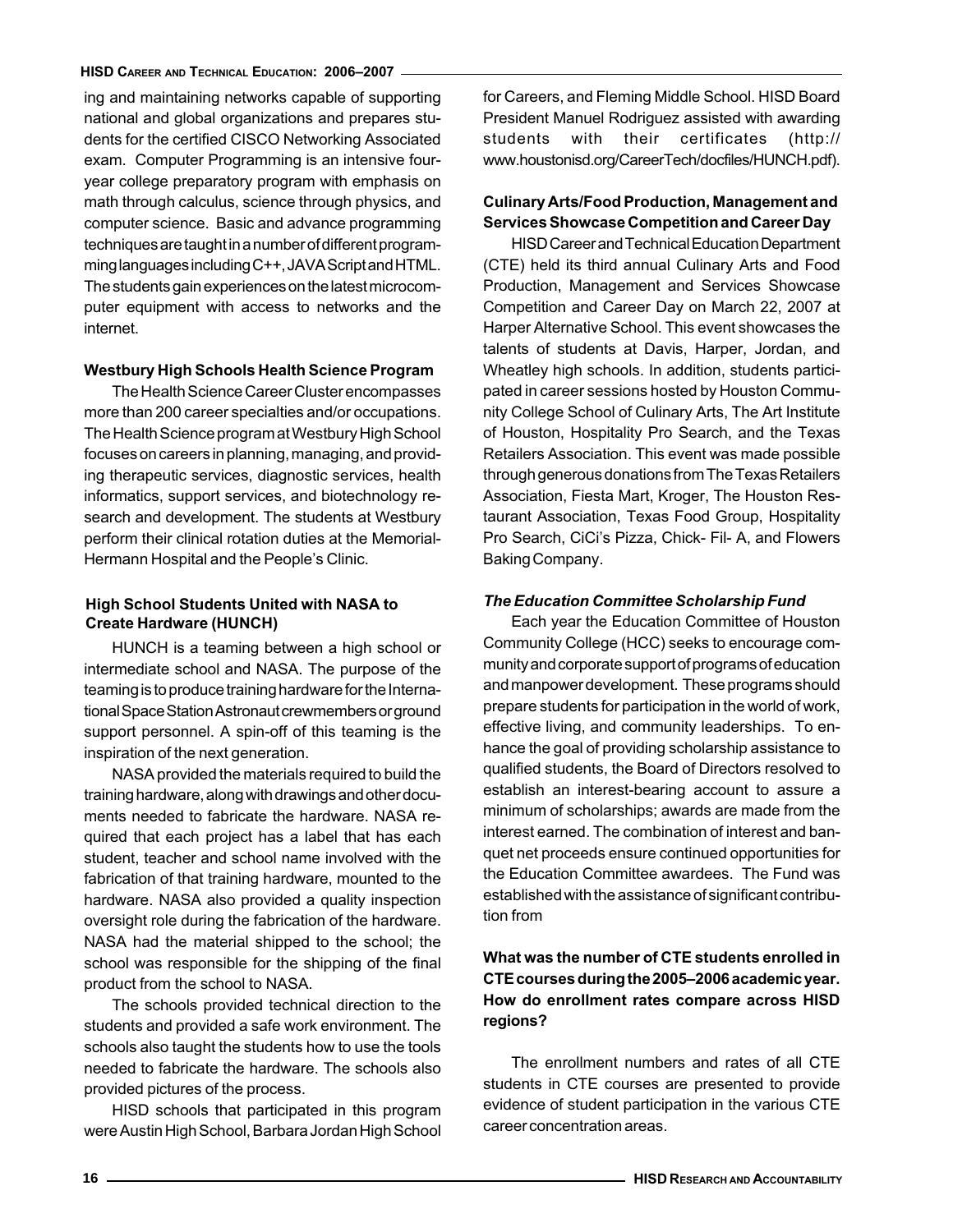ing and maintaining networks capable of supporting national and global organizations and prepares students for the certified CISCO Networking Associated exam. Computer Programming is an intensive four-year college preparatory program with emphasis on math through calculus, science through physics, and computer science. Basic and advance programming techniques are taught in a number of different programming languages including C++, JAVA Script and HTML. The students gain experiences on the latest microcomputer equipment with access to networks and the internet.

**Westbury High Schools Health Science Program**

The Health Science Career Cluster encompasses more than 200 career specialties and/or occupations. The Health Science program at Westbury High School focuses on careers in planning, managing, and providing therapeutic services, diagnostic services, health informatics, support services, and biotechnology research and development. The students at Westbury perform their clinical rotation duties at the Memorial-Hermann Hospital and the People's Clinic.

**High School Students United with NASA to Create Hardware (HUNCH)**

HUNCH is a teaming between a high school or intermediate school and NASA. The purpose of the teaming is to produce training hardware for the International Space Station Astronaut crewmembers or ground support personnel. A spin-off of this teaming is the inspiration of the next generation.

NASA provided the materials required to build the training hardware, along with drawings and other documents needed to fabricate the hardware. NASA required that each project has a label that has each student, teacher and school name involved with the fabrication of that training hardware, mounted to the hardware. NASA also provided a quality inspection oversight role during the fabrication of the hardware. NASA had the material shipped to the school; the school was responsible for the shipping of the final product from the school to NASA.

The schools provided technical direction to the students and provided a safe work environment. The schools also taught the students how to use the tools needed to fabricate the hardware. The schools also provided pictures of the process.

HISD schools that participated in this program were Austin High School, Barbara Jordan High School for Careers, and Fleming Middle School. HISD Board President Manuel Rodriguez assisted with awarding students with their certificates (http://www.houstonisd.org/CareerTech/docfiles/HUNCH.pdf).

**Culinary Arts/Food Production, Management and Services Showcase Competition and Career Day**

HISD Career and Technical Education Department (CTE) held its third annual Culinary Arts and Food Production, Management and Services Showcase Competition and Career Day on March 22, 2007 at Harper Alternative School. This event showcases the talents of students at Davis, Harper, Jordan, and Wheatley high schools. In addition, students participated in career sessions hosted by Houston Community College School of Culinary Arts, The Art Institute of Houston, Hospitality Pro Search, and the Texas Retailers Association. This event was made possible through generous donations from The Texas Retailers Association, Fiesta Mart, Kroger, The Houston Restaurant Association, Texas Food Group, Hospitality Pro Search, CiCi's Pizza, Chick- Fil- A, and Flowers Baking Company.

***The Education Committee Scholarship Fund***

Each year the Education Committee of Houston Community College (HCC) seeks to encourage community and corporate support of programs of education and manpower development. These programs should prepare students for participation in the world of work, effective living, and community leaderships. To enhance the goal of providing scholarship assistance to qualified students, the Board of Directors resolved to establish an interest-bearing account to assure a minimum of scholarships; awards are made from the interest earned. The combination of interest and banquet net proceeds ensure continued opportunities for the Education Committee awardees. The Fund was established with the assistance of significant contribution from

**What was the number of CTE students enrolled in CTE courses during the 2005–2006 academic year. How do enrollment rates compare across HISD regions?**

The enrollment numbers and rates of all CTE students in CTE courses are presented to provide evidence of student participation in the various CTE career concentration areas.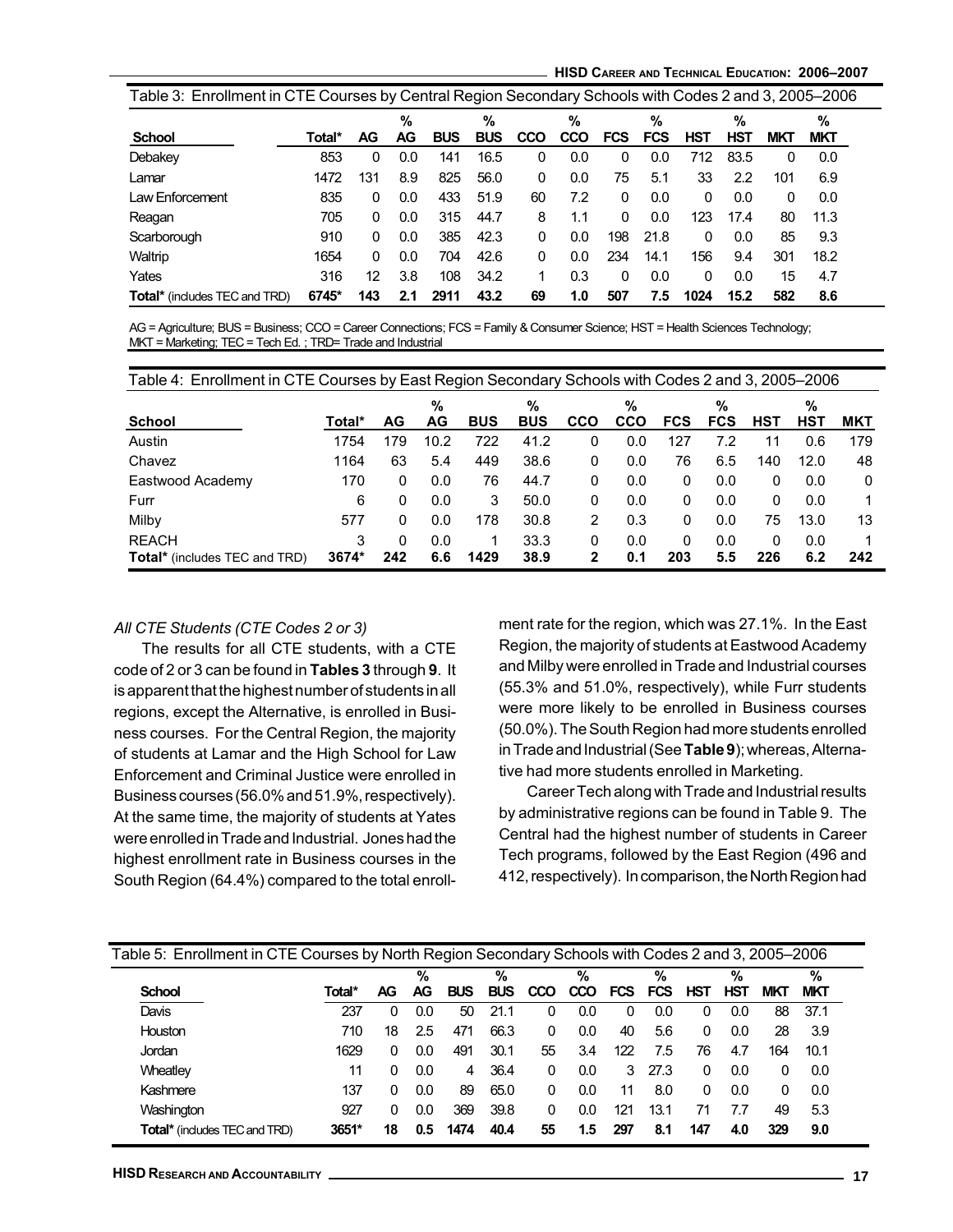Table 3: Enrollment in CTE Courses by Central Region Secondary Schools with Codes 2 and 3, 2005–2006

| School | Total* | AG | % AG | BUS | % BUS | CCO | % CCO | FCS | % FCS | HST | % HST | MKT | % MKT |
|---|---|---|---|---|---|---|---|---|---|---|---|---|---|
| Debakey | 853 | 0 | 0.0 | 141 | 16.5 | 0 | 0.0 | 0 | 0.0 | 712 | 83.5 | 0 | 0.0 |
| Lamar | 1472 | 131 | 8.9 | 825 | 56.0 | 0 | 0.0 | 75 | 5.1 | 33 | 2.2 | 101 | 6.9 |
| Law Enforcement | 835 | 0 | 0.0 | 433 | 51.9 | 60 | 7.2 | 0 | 0.0 | 0 | 0.0 | 0 | 0.0 |
| Reagan | 705 | 0 | 0.0 | 315 | 44.7 | 8 | 1.1 | 0 | 0.0 | 123 | 17.4 | 80 | 11.3 |
| Scarborough | 910 | 0 | 0.0 | 385 | 42.3 | 0 | 0.0 | 198 | 21.8 | 0 | 0.0 | 85 | 9.3 |
| Waltrip | 1654 | 0 | 0.0 | 704 | 42.6 | 0 | 0.0 | 234 | 14.1 | 156 | 9.4 | 301 | 18.2 |
| Yates | 316 | 12 | 3.8 | 108 | 34.2 | 1 | 0.3 | 0 | 0.0 | 0 | 0.0 | 15 | 4.7 |
| **Total*** (includes TEC and TRD) | **6745*** | **143** | **2.1** | **2911** | **43.2** | **69** | **1.0** | **507** | **7.5** | **1024** | **15.2** | **582** | **8.6** |

AG = Agriculture; BUS = Business; CCO = Career Connections; FCS = Family & Consumer Science; HST = Health Sciences Technology; MKT = Marketing; TEC = Tech Ed. ; TRD= Trade and Industrial

Table 4: Enrollment in CTE Courses by East Region Secondary Schools with Codes 2 and 3, 2005–2006

| School | Total* | AG | % AG | BUS | % BUS | CCO | % CCO | FCS | % FCS | HST | % HST | MKT |
|---|---|---|---|---|---|---|---|---|---|---|---|---|
| Austin | 1754 | 179 | 10.2 | 722 | 41.2 | 0 | 0.0 | 127 | 7.2 | 11 | 0.6 | 179 |
| Chavez | 1164 | 63 | 5.4 | 449 | 38.6 | 0 | 0.0 | 76 | 6.5 | 140 | 12.0 | 48 |
| Eastwood Academy | 170 | 0 | 0.0 | 76 | 44.7 | 0 | 0.0 | 0 | 0.0 | 0 | 0.0 | 0 |
| Furr | 6 | 0 | 0.0 | 3 | 50.0 | 0 | 0.0 | 0 | 0.0 | 0 | 0.0 | 1 |
| Milby | 577 | 0 | 0.0 | 178 | 30.8 | 2 | 0.3 | 0 | 0.0 | 75 | 13.0 | 13 |
| REACH | 3 | 0 | 0.0 | 1 | 33.3 | 0 | 0.0 | 0 | 0.0 | 0 | 0.0 | 1 |
| **Total*** (includes TEC and TRD) | **3674*** | **242** | **6.6** | **1429** | **38.9** | **2** | **0.1** | **203** | **5.5** | **226** | **6.2** | **242** |

*All CTE Students (CTE Codes 2 or 3)*

The results for all CTE students, with a CTE code of 2 or 3 can be found in **Tables 3** through **9**. It is apparent that the highest number of students in all regions, except the Alternative, is enrolled in Business courses. For the Central Region, the majority of students at Lamar and the High School for Law Enforcement and Criminal Justice were enrolled in Business courses (56.0% and 51.9%, respectively). At the same time, the majority of students at Yates were enrolled in Trade and Industrial. Jones had the highest enrollment rate in Business courses in the South Region (64.4%) compared to the total enrollment rate for the region, which was 27.1%. In the East Region, the majority of students at Eastwood Academy and Milby were enrolled in Trade and Industrial courses (55.3% and 51.0%, respectively), while Furr students were more likely to be enrolled in Business courses (50.0%). The South Region had more students enrolled in Trade and Industrial (See **Table 9**); whereas, Alternative had more students enrolled in Marketing.

Career Tech along with Trade and Industrial results by administrative regions can be found in Table 9. The Central had the highest number of students in Career Tech programs, followed by the East Region (496 and 412, respectively). In comparison, the North Region had

Table 5: Enrollment in CTE Courses by North Region Secondary Schools with Codes 2 and 3, 2005–2006

| School | Total* | AG | % AG | BUS | % BUS | CCO | % CCO | FCS | % FCS | HST | % HST | MKT | % MKT |
|---|---|---|---|---|---|---|---|---|---|---|---|---|---|
| Davis | 237 | 0 | 0.0 | 50 | 21.1 | 0 | 0.0 | 0 | 0.0 | 0 | 0.0 | 88 | 37.1 |
| Houston | 710 | 18 | 2.5 | 471 | 66.3 | 0 | 0.0 | 40 | 5.6 | 0 | 0.0 | 28 | 3.9 |
| Jordan | 1629 | 0 | 0.0 | 491 | 30.1 | 55 | 3.4 | 122 | 7.5 | 76 | 4.7 | 164 | 10.1 |
| Wheatley | 11 | 0 | 0.0 | 4 | 36.4 | 0 | 0.0 | 3 | 27.3 | 0 | 0.0 | 0 | 0.0 |
| Kashmere | 137 | 0 | 0.0 | 89 | 65.0 | 0 | 0.0 | 11 | 8.0 | 0 | 0.0 | 0 | 0.0 |
| Washington | 927 | 0 | 0.0 | 369 | 39.8 | 0 | 0.0 | 121 | 13.1 | 71 | 7.7 | 49 | 5.3 |
| **Total*** (includes TEC and TRD) | **3651*** | **18** | **0.5** | **1474** | **40.4** | **55** | **1.5** | **297** | **8.1** | **147** | **4.0** | **329** | **9.0** |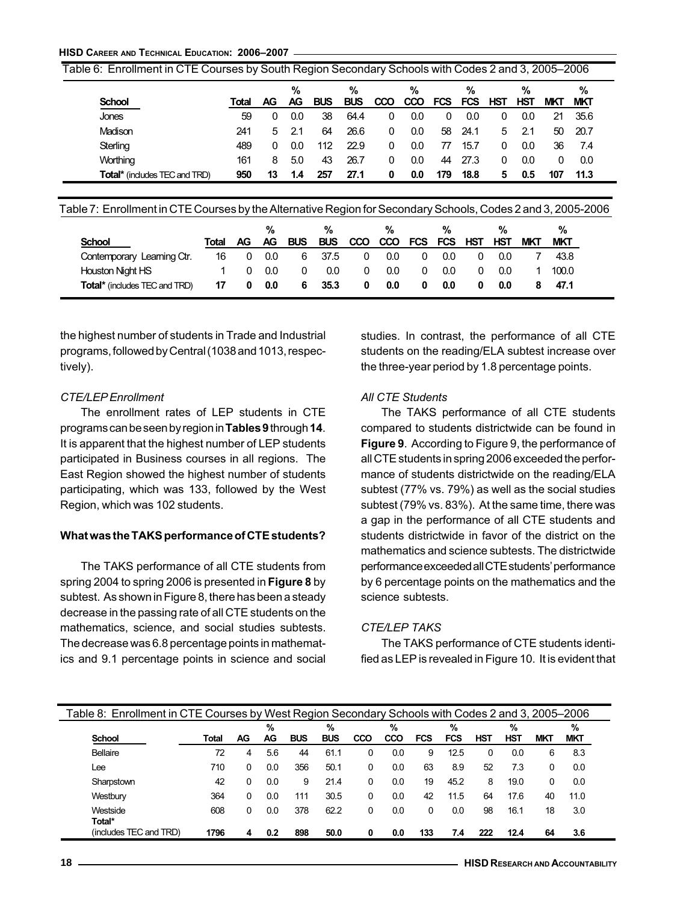Table 6: Enrollment in CTE Courses by South Region Secondary Schools with Codes 2 and 3, 2005–2006

| School | Total | AG | % AG | BUS | % BUS | CCO | % CCO | FCS | % FCS | HST | % HST | MKT | % MKT |
|---|---|---|---|---|---|---|---|---|---|---|---|---|---|
| Jones | 59 | 0 | 0.0 | 38 | 64.4 | 0 | 0.0 | 0 | 0.0 | 0 | 0.0 | 21 | 35.6 |
| Madison | 241 | 5 | 2.1 | 64 | 26.6 | 0 | 0.0 | 58 | 24.1 | 5 | 2.1 | 50 | 20.7 |
| Sterling | 489 | 0 | 0.0 | 112 | 22.9 | 0 | 0.0 | 77 | 15.7 | 0 | 0.0 | 36 | 7.4 |
| Worthing | 161 | 8 | 5.0 | 43 | 26.7 | 0 | 0.0 | 44 | 27.3 | 0 | 0.0 | 0 | 0.0 |
| **Total*** (includes TEC and TRD) | **950** | **13** | **1.4** | **257** | **27.1** | **0** | **0.0** | **179** | **18.8** | **5** | **0.5** | **107** | **11.3** |

Table 7: Enrollment in CTE Courses by the Alternative Region for Secondary Schools, Codes 2 and 3, 2005-2006

| School | Total | AG | % AG | BUS | % BUS | CCO | % CCO | FCS | % FCS | HST | % HST | MKT | % MKT |
|---|---|---|---|---|---|---|---|---|---|---|---|---|---|
| Contemporary Learning Ctr. | 16 | 0 | 0.0 | 6 | 37.5 | 0 | 0.0 | 0 | 0.0 | 0 | 0.0 | 7 | 43.8 |
| Houston Night HS | 1 | 0 | 0.0 | 0 | 0.0 | 0 | 0.0 | 0 | 0.0 | 0 | 0.0 | 1 | 100.0 |
| **Total*** (includes TEC and TRD) | **17** | **0** | **0.0** | **6** | **35.3** | **0** | **0.0** | **0** | **0.0** | **0** | **0.0** | **8** | **47.1** |

the highest number of students in Trade and Industrial programs, followed by Central (1038 and 1013, respectively).

*CTE/LEP Enrollment*

The enrollment rates of LEP students in CTE programs can be seen by region in **Tables 9** through **14**. It is apparent that the highest number of LEP students participated in Business courses in all regions. The East Region showed the highest number of students participating, which was 133, followed by the West Region, which was 102 students.

**What was the TAKS performance of CTE students?**

The TAKS performance of all CTE students from spring 2004 to spring 2006 is presented in **Figure 8** by subtest. As shown in Figure 8, there has been a steady decrease in the passing rate of all CTE students on the mathematics, science, and social studies subtests. The decrease was 6.8 percentage points in mathematics and 9.1 percentage points in science and social studies. In contrast, the performance of all CTE students on the reading/ELA subtest increase over the three-year period by 1.8 percentage points.

*All CTE Students*

The TAKS performance of all CTE students compared to students districtwide can be found in **Figure 9**. According to Figure 9, the performance of all CTE students in spring 2006 exceeded the performance of students districtwide on the reading/ELA subtest (77% vs. 79%) as well as the social studies subtest (79% vs. 83%). At the same time, there was a gap in the performance of all CTE students and students districtwide in favor of the district on the mathematics and science subtests. The districtwide performance exceeded all CTE students' performance by 6 percentage points on the mathematics and the science subtests.

*CTE/LEP TAKS*

The TAKS performance of CTE students identified as LEP is revealed in Figure 10. It is evident that

Table 8: Enrollment in CTE Courses by West Region Secondary Schools with Codes 2 and 3, 2005–2006

| School | Total | AG | % AG | BUS | % BUS | CCO | % CCO | FCS | % FCS | HST | % HST | MKT | % MKT |
|---|---|---|---|---|---|---|---|---|---|---|---|---|---|
| Bellaire | 72 | 4 | 5.6 | 44 | 61.1 | 0 | 0.0 | 9 | 12.5 | 0 | 0.0 | 6 | 8.3 |
| Lee | 710 | 0 | 0.0 | 356 | 50.1 | 0 | 0.0 | 63 | 8.9 | 52 | 7.3 | 0 | 0.0 |
| Sharpstown | 42 | 0 | 0.0 | 9 | 21.4 | 0 | 0.0 | 19 | 45.2 | 8 | 19.0 | 0 | 0.0 |
| Westbury | 364 | 0 | 0.0 | 111 | 30.5 | 0 | 0.0 | 42 | 11.5 | 64 | 17.6 | 40 | 11.0 |
| Westside | 608 | 0 | 0.0 | 378 | 62.2 | 0 | 0.0 | 0 | 0.0 | 98 | 16.1 | 18 | 3.0 |
| **Total*** (includes TEC and TRD) | **1796** | **4** | **0.2** | **898** | **50.0** | **0** | **0.0** | **133** | **7.4** | **222** | **12.4** | **64** | **3.6** |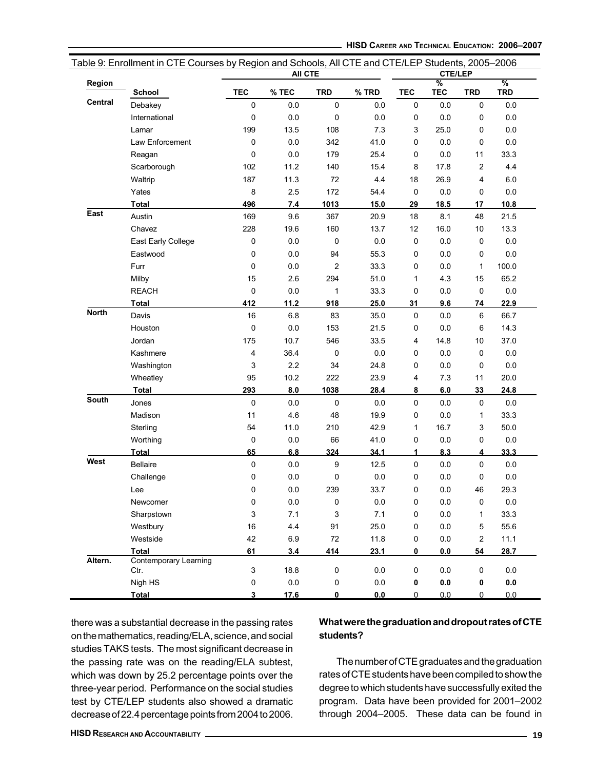Table 9: Enrollment in CTE Courses by Region and Schools, All CTE and CTE/LEP Students, 2005–2006

| Region | School | All CTE | | | | CTE/LEP | | | |
|---|---|---|---|---|---|---|---|---|---|
| | | TEC | % TEC | TRD | % TRD | TEC | % TEC | TRD | % TRD |
| Central | Debakey | 0 | 0.0 | 0 | 0.0 | 0 | 0.0 | 0 | 0.0 |
| | International | 0 | 0.0 | 0 | 0.0 | 0 | 0.0 | 0 | 0.0 |
| | Lamar | 199 | 13.5 | 108 | 7.3 | 3 | 25.0 | 0 | 0.0 |
| | Law Enforcement | 0 | 0.0 | 342 | 41.0 | 0 | 0.0 | 0 | 0.0 |
| | Reagan | 0 | 0.0 | 179 | 25.4 | 0 | 0.0 | 11 | 33.3 |
| | Scarborough | 102 | 11.2 | 140 | 15.4 | 8 | 17.8 | 2 | 4.4 |
| | Waltrip | 187 | 11.3 | 72 | 4.4 | 18 | 26.9 | 4 | 6.0 |
| | Yates | 8 | 2.5 | 172 | 54.4 | 0 | 0.0 | 0 | 0.0 |
| | **Total** | **496** | **7.4** | **1013** | **15.0** | **29** | **18.5** | **17** | **10.8** |
| East | Austin | 169 | 9.6 | 367 | 20.9 | 18 | 8.1 | 48 | 21.5 |
| | Chavez | 228 | 19.6 | 160 | 13.7 | 12 | 16.0 | 10 | 13.3 |
| | East Early College | 0 | 0.0 | 0 | 0.0 | 0 | 0.0 | 0 | 0.0 |
| | Eastwood | 0 | 0.0 | 94 | 55.3 | 0 | 0.0 | 0 | 0.0 |
| | Furr | 0 | 0.0 | 2 | 33.3 | 0 | 0.0 | 1 | 100.0 |
| | Milby | 15 | 2.6 | 294 | 51.0 | 1 | 4.3 | 15 | 65.2 |
| | REACH | 0 | 0.0 | 1 | 33.3 | 0 | 0.0 | 0 | 0.0 |
| | **Total** | **412** | **11.2** | **918** | **25.0** | **31** | **9.6** | **74** | **22.9** |
| North | Davis | 16 | 6.8 | 83 | 35.0 | 0 | 0.0 | 6 | 66.7 |
| | Houston | 0 | 0.0 | 153 | 21.5 | 0 | 0.0 | 6 | 14.3 |
| | Jordan | 175 | 10.7 | 546 | 33.5 | 4 | 14.8 | 10 | 37.0 |
| | Kashmere | 4 | 36.4 | 0 | 0.0 | 0 | 0.0 | 0 | 0.0 |
| | Washington | 3 | 2.2 | 34 | 24.8 | 0 | 0.0 | 0 | 0.0 |
| | Wheatley | 95 | 10.2 | 222 | 23.9 | 4 | 7.3 | 11 | 20.0 |
| | **Total** | **293** | **8.0** | **1038** | **28.4** | **8** | **6.0** | **33** | **24.8** |
| South | Jones | 0 | 0.0 | 0 | 0.0 | 0 | 0.0 | 0 | 0.0 |
| | Madison | 11 | 4.6 | 48 | 19.9 | 0 | 0.0 | 1 | 33.3 |
| | Sterling | 54 | 11.0 | 210 | 42.9 | 1 | 16.7 | 3 | 50.0 |
| | Worthing | 0 | 0.0 | 66 | 41.0 | 0 | 0.0 | 0 | 0.0 |
| | **Total** | **65** | **6.8** | **324** | **34.1** | **1** | **8.3** | **4** | **33.3** |
| West | Bellaire | 0 | 0.0 | 9 | 12.5 | 0 | 0.0 | 0 | 0.0 |
| | Challenge | 0 | 0.0 | 0 | 0.0 | 0 | 0.0 | 0 | 0.0 |
| | Lee | 0 | 0.0 | 239 | 33.7 | 0 | 0.0 | 46 | 29.3 |
| | Newcomer | 0 | 0.0 | 0 | 0.0 | 0 | 0.0 | 0 | 0.0 |
| | Sharpstown | 3 | 7.1 | 3 | 7.1 | 0 | 0.0 | 1 | 33.3 |
| | Westbury | 16 | 4.4 | 91 | 25.0 | 0 | 0.0 | 5 | 55.6 |
| | Westside | 42 | 6.9 | 72 | 11.8 | 0 | 0.0 | 2 | 11.1 |
| | **Total** | **61** | **3.4** | **414** | **23.1** | **0** | **0.0** | **54** | **28.7** |
| Altern. | Contemporary Learning Ctr. | 3 | 18.8 | 0 | 0.0 | 0 | 0.0 | 0 | 0.0 |
| | Nigh HS | 0 | 0.0 | 0 | 0.0 | **0** | **0.0** | **0** | **0.0** |
| | **Total** | **3** | **17.6** | **0** | **0.0** | 0 | 0.0 | 0 | 0.0 |

there was a substantial decrease in the passing rates on the mathematics, reading/ELA, science, and social studies TAKS tests. The most significant decrease in the passing rate was on the reading/ELA subtest, which was down by 25.2 percentage points over the three-year period. Performance on the social studies test by CTE/LEP students also showed a dramatic decrease of 22.4 percentage points from 2004 to 2006.

**What were the graduation and dropout rates of CTE students?**

The number of CTE graduates and the graduation rates of CTE students have been compiled to show the degree to which students have successfully exited the program. Data have been provided for 2001–2002 through 2004–2005. These data can be found in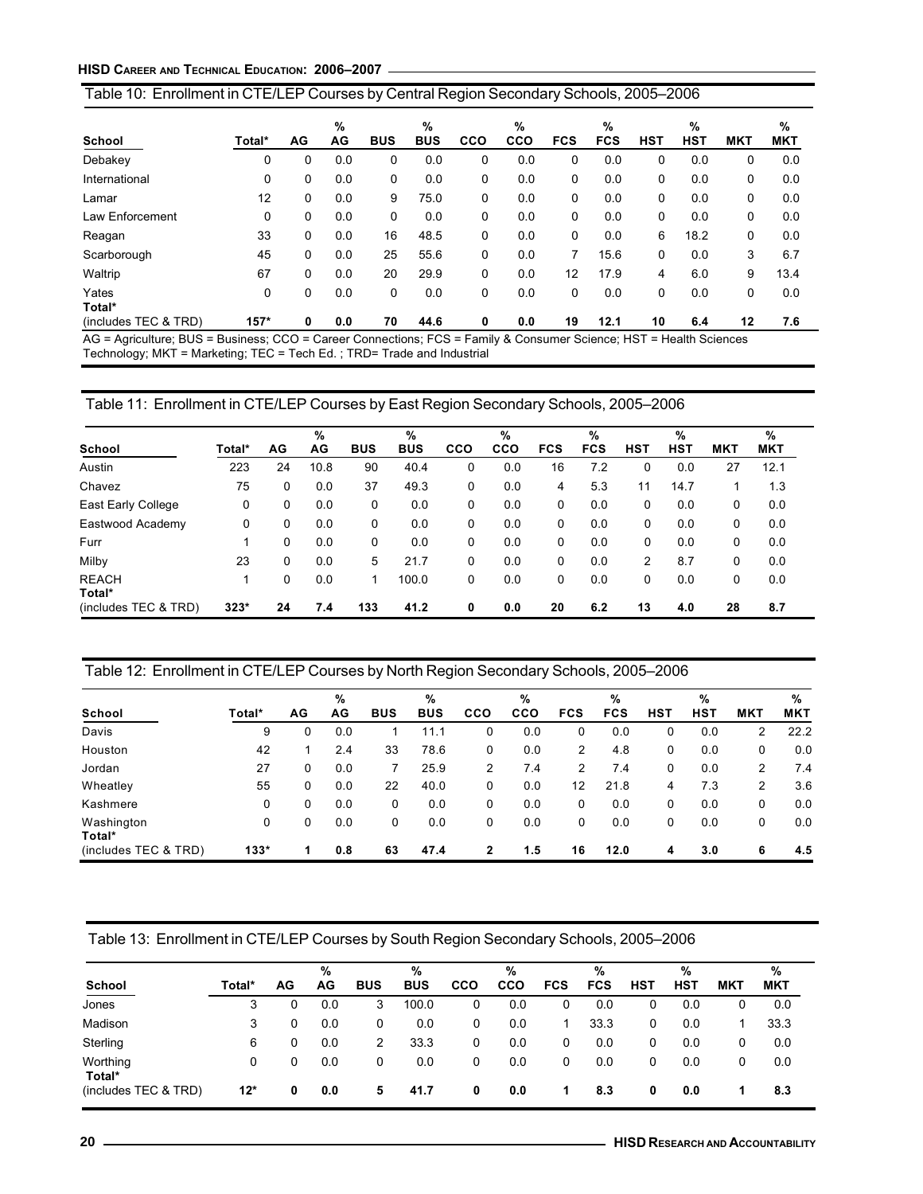Table 10: Enrollment in CTE/LEP Courses by Central Region Secondary Schools, 2005–2006

| School | Total* | AG | % AG | BUS | % BUS | CCO | % CCO | FCS | % FCS | HST | % HST | MKT | % MKT |
|---|---|---|---|---|---|---|---|---|---|---|---|---|---|
| Debakey | 0 | 0 | 0.0 | 0 | 0.0 | 0 | 0.0 | 0 | 0.0 | 0 | 0.0 | 0 | 0.0 |
| International | 0 | 0 | 0.0 | 0 | 0.0 | 0 | 0.0 | 0 | 0.0 | 0 | 0.0 | 0 | 0.0 |
| Lamar | 12 | 0 | 0.0 | 9 | 75.0 | 0 | 0.0 | 0 | 0.0 | 0 | 0.0 | 0 | 0.0 |
| Law Enforcement | 0 | 0 | 0.0 | 0 | 0.0 | 0 | 0.0 | 0 | 0.0 | 0 | 0.0 | 0 | 0.0 |
| Reagan | 33 | 0 | 0.0 | 16 | 48.5 | 0 | 0.0 | 0 | 0.0 | 6 | 18.2 | 0 | 0.0 |
| Scarborough | 45 | 0 | 0.0 | 25 | 55.6 | 0 | 0.0 | 7 | 15.6 | 0 | 0.0 | 3 | 6.7 |
| Waltrip | 67 | 0 | 0.0 | 20 | 29.9 | 0 | 0.0 | 12 | 17.9 | 4 | 6.0 | 9 | 13.4 |
| Yates | 0 | 0 | 0.0 | 0 | 0.0 | 0 | 0.0 | 0 | 0.0 | 0 | 0.0 | 0 | 0.0 |
| **Total* (includes TEC & TRD)** | **157*** | **0** | **0.0** | **70** | **44.6** | **0** | **0.0** | **19** | **12.1** | **10** | **6.4** | **12** | **7.6** |

AG = Agriculture; BUS = Business; CCO = Career Connections; FCS = Family & Consumer Science; HST = Health Sciences Technology; MKT = Marketing; TEC = Tech Ed. ; TRD= Trade and Industrial

Table 11: Enrollment in CTE/LEP Courses by East Region Secondary Schools, 2005–2006

| School | Total* | AG | % AG | BUS | % BUS | CCO | % CCO | FCS | % FCS | HST | % HST | MKT | % MKT |
|---|---|---|---|---|---|---|---|---|---|---|---|---|---|
| Austin | 223 | 24 | 10.8 | 90 | 40.4 | 0 | 0.0 | 16 | 7.2 | 0 | 0.0 | 27 | 12.1 |
| Chavez | 75 | 0 | 0.0 | 37 | 49.3 | 0 | 0.0 | 4 | 5.3 | 11 | 14.7 | 1 | 1.3 |
| East Early College | 0 | 0 | 0.0 | 0 | 0.0 | 0 | 0.0 | 0 | 0.0 | 0 | 0.0 | 0 | 0.0 |
| Eastwood Academy | 0 | 0 | 0.0 | 0 | 0.0 | 0 | 0.0 | 0 | 0.0 | 0 | 0.0 | 0 | 0.0 |
| Furr | 1 | 0 | 0.0 | 0 | 0.0 | 0 | 0.0 | 0 | 0.0 | 0 | 0.0 | 0 | 0.0 |
| Milby | 23 | 0 | 0.0 | 5 | 21.7 | 0 | 0.0 | 0 | 0.0 | 2 | 8.7 | 0 | 0.0 |
| REACH | 1 | 0 | 0.0 | 1 | 100.0 | 0 | 0.0 | 0 | 0.0 | 0 | 0.0 | 0 | 0.0 |
| **Total* (includes TEC & TRD)** | **323*** | **24** | **7.4** | **133** | **41.2** | **0** | **0.0** | **20** | **6.2** | **13** | **4.0** | **28** | **8.7** |

Table 12: Enrollment in CTE/LEP Courses by North Region Secondary Schools, 2005–2006

| School | Total* | AG | % AG | BUS | % BUS | CCO | % CCO | FCS | % FCS | HST | % HST | MKT | % MKT |
|---|---|---|---|---|---|---|---|---|---|---|---|---|---|
| Davis | 9 | 0 | 0.0 | 1 | 11.1 | 0 | 0.0 | 0 | 0.0 | 0 | 0.0 | 2 | 22.2 |
| Houston | 42 | 1 | 2.4 | 33 | 78.6 | 0 | 0.0 | 2 | 4.8 | 0 | 0.0 | 0 | 0.0 |
| Jordan | 27 | 0 | 0.0 | 7 | 25.9 | 2 | 7.4 | 2 | 7.4 | 0 | 0.0 | 2 | 7.4 |
| Wheatley | 55 | 0 | 0.0 | 22 | 40.0 | 0 | 0.0 | 12 | 21.8 | 4 | 7.3 | 2 | 3.6 |
| Kashmere | 0 | 0 | 0.0 | 0 | 0.0 | 0 | 0.0 | 0 | 0.0 | 0 | 0.0 | 0 | 0.0 |
| Washington | 0 | 0 | 0.0 | 0 | 0.0 | 0 | 0.0 | 0 | 0.0 | 0 | 0.0 | 0 | 0.0 |
| **Total* (includes TEC & TRD)** | **133*** | **1** | **0.8** | **63** | **47.4** | **2** | **1.5** | **16** | **12.0** | **4** | **3.0** | **6** | **4.5** |

Table 13: Enrollment in CTE/LEP Courses by South Region Secondary Schools, 2005–2006

| School | Total* | AG | % AG | BUS | % BUS | CCO | % CCO | FCS | % FCS | HST | % HST | MKT | % MKT |
|---|---|---|---|---|---|---|---|---|---|---|---|---|---|
| Jones | 3 | 0 | 0.0 | 3 | 100.0 | 0 | 0.0 | 0 | 0.0 | 0 | 0.0 | 0 | 0.0 |
| Madison | 3 | 0 | 0.0 | 0 | 0.0 | 0 | 0.0 | 1 | 33.3 | 0 | 0.0 | 1 | 33.3 |
| Sterling | 6 | 0 | 0.0 | 2 | 33.3 | 0 | 0.0 | 0 | 0.0 | 0 | 0.0 | 0 | 0.0 |
| Worthing | 0 | 0 | 0.0 | 0 | 0.0 | 0 | 0.0 | 0 | 0.0 | 0 | 0.0 | 0 | 0.0 |
| **Total* (includes TEC & TRD)** | **12*** | **0** | **0.0** | **5** | **41.7** | **0** | **0.0** | **1** | **8.3** | **0** | **0.0** | **1** | **8.3** |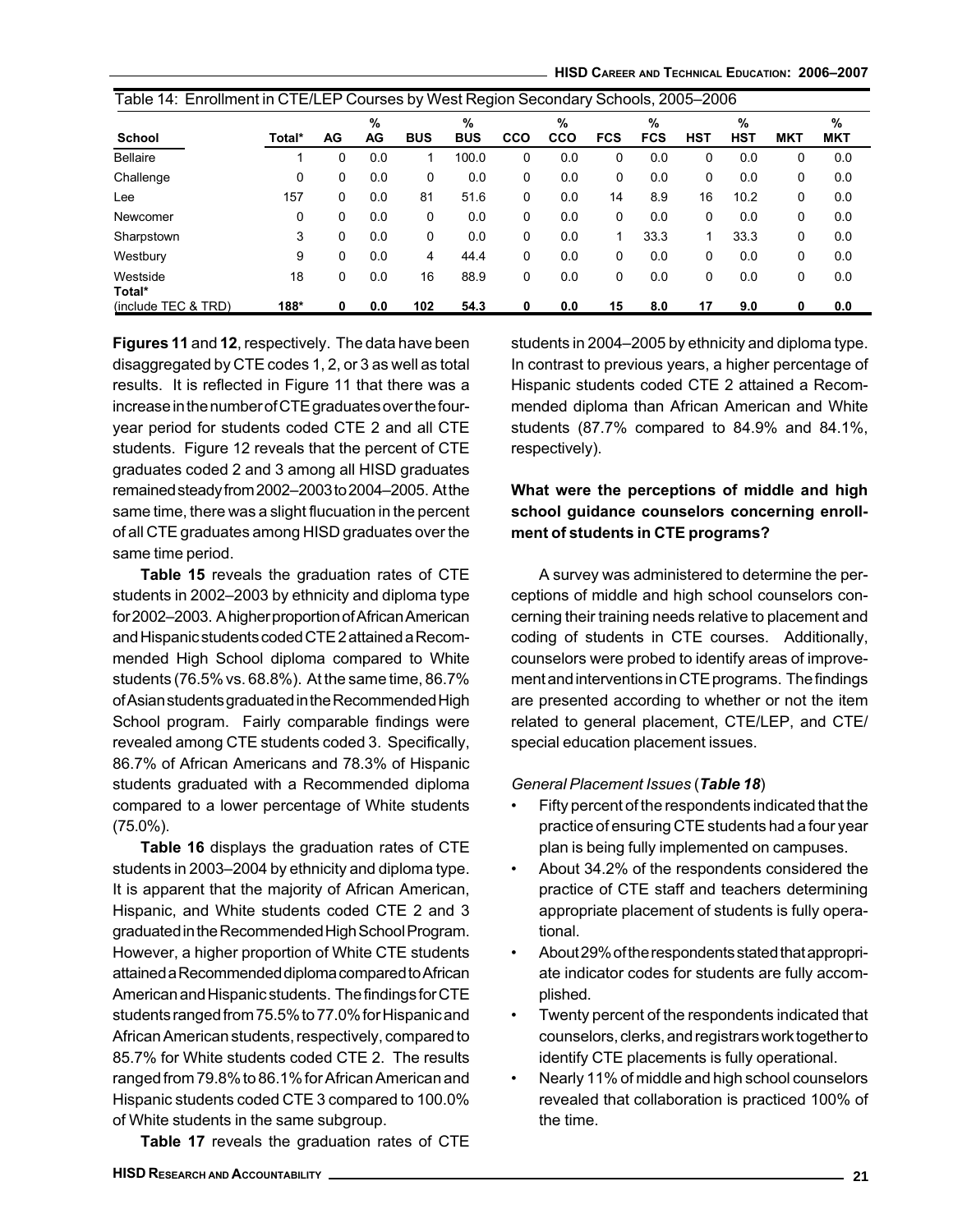Table 14: Enrollment in CTE/LEP Courses by West Region Secondary Schools, 2005–2006

| School | Total* | AG | % AG | BUS | % BUS | CCO | % CCO | FCS | % FCS | HST | % HST | MKT | % MKT |
|---|---|---|---|---|---|---|---|---|---|---|---|---|---|
| Bellaire | 1 | 0 | 0.0 | 1 | 100.0 | 0 | 0.0 | 0 | 0.0 | 0 | 0.0 | 0 | 0.0 |
| Challenge | 0 | 0 | 0.0 | 0 | 0.0 | 0 | 0.0 | 0 | 0.0 | 0 | 0.0 | 0 | 0.0 |
| Lee | 157 | 0 | 0.0 | 81 | 51.6 | 0 | 0.0 | 14 | 8.9 | 16 | 10.2 | 0 | 0.0 |
| Newcomer | 0 | 0 | 0.0 | 0 | 0.0 | 0 | 0.0 | 0 | 0.0 | 0 | 0.0 | 0 | 0.0 |
| Sharpstown | 3 | 0 | 0.0 | 0 | 0.0 | 0 | 0.0 | 1 | 33.3 | 1 | 33.3 | 0 | 0.0 |
| Westbury | 9 | 0 | 0.0 | 4 | 44.4 | 0 | 0.0 | 0 | 0.0 | 0 | 0.0 | 0 | 0.0 |
| Westside | 18 | 0 | 0.0 | 16 | 88.9 | 0 | 0.0 | 0 | 0.0 | 0 | 0.0 | 0 | 0.0 |
| **Total* (include TEC & TRD)** | **188*** | **0** | **0.0** | **102** | **54.3** | **0** | **0.0** | **15** | **8.0** | **17** | **9.0** | **0** | **0.0** |

**Figures 11** and **12**, respectively. The data have been disaggregated by CTE codes 1, 2, or 3 as well as total results. It is reflected in Figure 11 that there was a increase in the number of CTE graduates over the four-year period for students coded CTE 2 and all CTE students. Figure 12 reveals that the percent of CTE graduates coded 2 and 3 among all HISD graduates remained steady from 2002–2003 to 2004–2005. At the same time, there was a slight flucuation in the percent of all CTE graduates among HISD graduates over the same time period.

**Table 15** reveals the graduation rates of CTE students in 2002–2003 by ethnicity and diploma type for 2002–2003. A higher proportion of African American and Hispanic students coded CTE 2 attained a Recommended High School diploma compared to White students (76.5% vs. 68.8%). At the same time, 86.7% of Asian students graduated in the Recommended High School program. Fairly comparable findings were revealed among CTE students coded 3. Specifically, 86.7% of African Americans and 78.3% of Hispanic students graduated with a Recommended diploma compared to a lower percentage of White students (75.0%).

**Table 16** displays the graduation rates of CTE students in 2003–2004 by ethnicity and diploma type. It is apparent that the majority of African American, Hispanic, and White students coded CTE 2 and 3 graduated in the Recommended High School Program. However, a higher proportion of White CTE students attained a Recommended diploma compared to African American and Hispanic students. The findings for CTE students ranged from 75.5% to 77.0% for Hispanic and African American students, respectively, compared to 85.7% for White students coded CTE 2. The results ranged from 79.8% to 86.1% for African American and Hispanic students coded CTE 3 compared to 100.0% of White students in the same subgroup.

**Table 17** reveals the graduation rates of CTE students in 2004–2005 by ethnicity and diploma type. In contrast to previous years, a higher percentage of Hispanic students coded CTE 2 attained a Recommended diploma than African American and White students (87.7% compared to 84.9% and 84.1%, respectively).

**What were the perceptions of middle and high school guidance counselors concerning enrollment of students in CTE programs?**

A survey was administered to determine the perceptions of middle and high school counselors concerning their training needs relative to placement and coding of students in CTE courses. Additionally, counselors were probed to identify areas of improvement and interventions in CTE programs. The findings are presented according to whether or not the item related to general placement, CTE/LEP, and CTE/special education placement issues.

*General Placement Issues* (***Table 18***)

- Fifty percent of the respondents indicated that the practice of ensuring CTE students had a four year plan is being fully implemented on campuses.
- About 34.2% of the respondents considered the practice of CTE staff and teachers determining appropriate placement of students is fully operational.
- About 29% of the respondents stated that appropriate indicator codes for students are fully accomplished.
- Twenty percent of the respondents indicated that counselors, clerks, and registrars work together to identify CTE placements is fully operational.
- Nearly 11% of middle and high school counselors revealed that collaboration is practiced 100% of the time.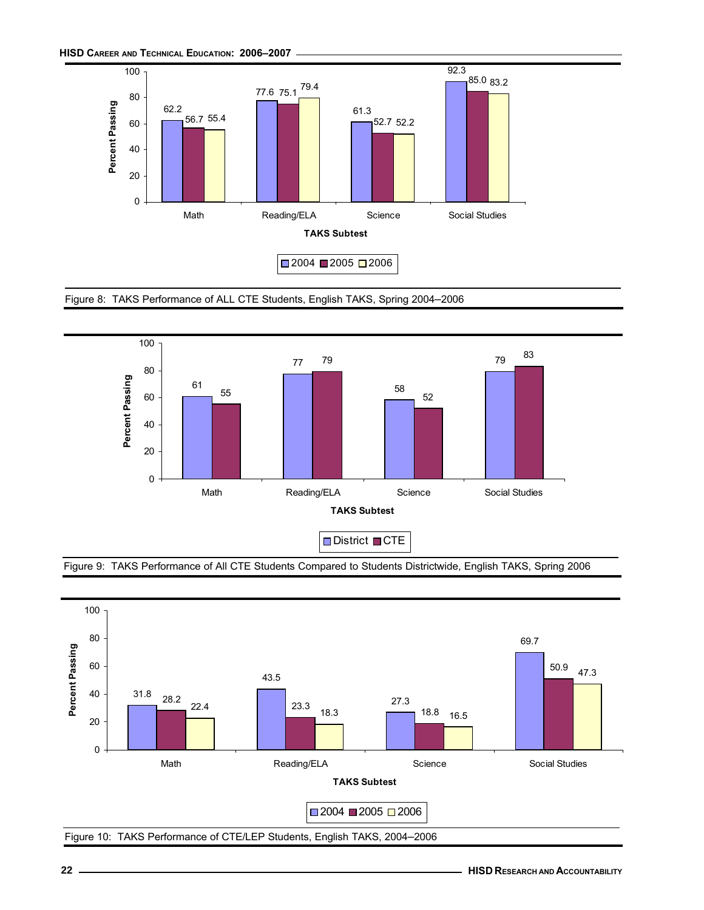| TAKS Subtest | 2004 | 2005 | 2006 |
|---|---|---|---|
| Math | 62.2 | 56.7 | 55.4 |
| Reading/ELA | 77.6 | 75.1 | 79.4 |
| Science | 61.3 | 52.7 | 52.2 |
| Social Studies | 92.3 | 85.0 | 83.2 |

Figure 8: TAKS Performance of ALL CTE Students, English TAKS, Spring 2004–2006

| TAKS Subtest | District | CTE |
|---|---|---|
| Math | 61 | 55 |
| Reading/ELA | 77 | 79 |
| Science | 58 | 52 |
| Social Studies | 79 | 83 |

Figure 9: TAKS Performance of All CTE Students Compared to Students Districtwide, English TAKS, Spring 2006

| TAKS Subtest | 2004 | 2005 | 2006 |
|---|---|---|---|
| Math | 31.8 | 28.2 | 22.4 |
| Reading/ELA | 43.5 | 23.3 | 18.3 |
| Science | 27.3 | 18.8 | 16.5 |
| Social Studies | 69.7 | 50.9 | 47.3 |

Figure 10: TAKS Performance of CTE/LEP Students, English TAKS, 2004–2006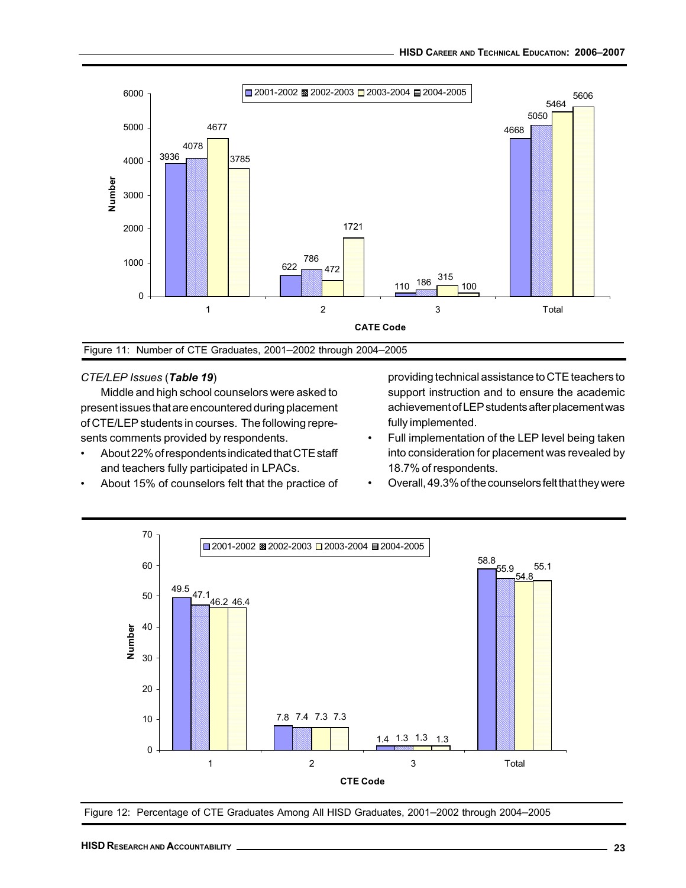| CATE Code | 2001-2002 | 2002-2003 | 2003-2004 | 2004-2005 |
|---|---|---|---|---|
| 1 | 3936 | 4078 | 4677 | 3785 |
| 2 | 622 | 786 | 472 | 1721 |
| 3 | 110 | 186 | 315 | 100 |
| Total | 4668 | 5050 | 5464 | 5606 |

Figure 11: Number of CTE Graduates, 2001–2002 through 2004–2005

*CTE/LEP Issues* (***Table 19***)

Middle and high school counselors were asked to present issues that are encountered during placement of CTE/LEP students in courses. The following represents comments provided by respondents.

- About 22% of respondents indicated that CTE staff and teachers fully participated in LPACs.
- About 15% of counselors felt that the practice of providing technical assistance to CTE teachers to support instruction and to ensure the academic achievement of LEP students after placement was fully implemented.
- Full implementation of the LEP level being taken into consideration for placement was revealed by 18.7% of respondents.
- Overall, 49.3% of the counselors felt that they were

| CTE Code | 2001-2002 | 2002-2003 | 2003-2004 | 2004-2005 |
|---|---|---|---|---|
| 1 | 49.5 | 47.1 | 46.2 | 46.4 |
| 2 | 7.8 | 7.4 | 7.3 | 7.3 |
| 3 | 1.4 | 1.3 | 1.3 | 1.3 |
| Total | 58.8 | 55.9 | 54.8 | 55.1 |

Figure 12: Percentage of CTE Graduates Among All HISD Graduates, 2001–2002 through 2004–2005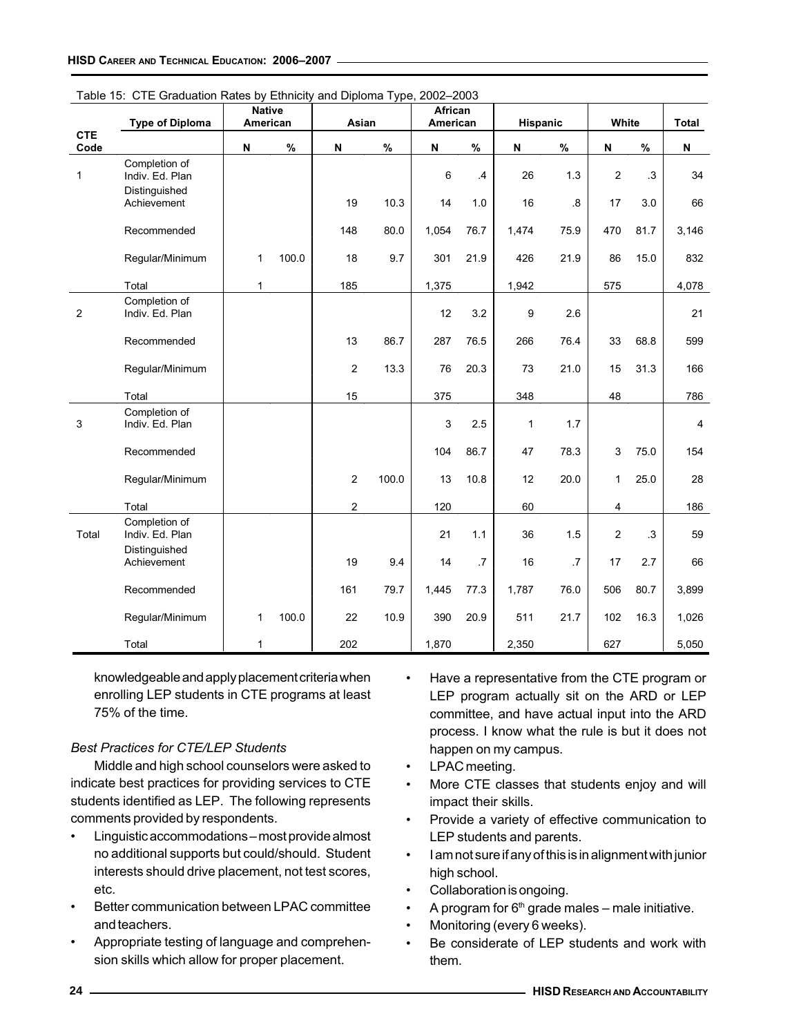Table 15: CTE Graduation Rates by Ethnicity and Diploma Type, 2002–2003

| CTE Code | Type of Diploma | Native American | | Asian | | African American | | Hispanic | | White | | Total |
|---|---|---|---|---|---|---|---|---|---|---|---|---|
| | | N | % | N | % | N | % | N | % | N | % | N |
| 1 | Completion of Indiv. Ed. Plan | | | | | 6 | .4 | 26 | 1.3 | 2 | .3 | 34 |
| | Distinguished Achievement | | | 19 | 10.3 | 14 | 1.0 | 16 | .8 | 17 | 3.0 | 66 |
| | Recommended | | | 148 | 80.0 | 1,054 | 76.7 | 1,474 | 75.9 | 470 | 81.7 | 3,146 |
| | Regular/Minimum | 1 | 100.0 | 18 | 9.7 | 301 | 21.9 | 426 | 21.9 | 86 | 15.0 | 832 |
| | Total | 1 | | 185 | | 1,375 | | 1,942 | | 575 | | 4,078 |
| 2 | Completion of Indiv. Ed. Plan | | | | | 12 | 3.2 | 9 | 2.6 | | | 21 |
| | Recommended | | | 13 | 86.7 | 287 | 76.5 | 266 | 76.4 | 33 | 68.8 | 599 |
| | Regular/Minimum | | | 2 | 13.3 | 76 | 20.3 | 73 | 21.0 | 15 | 31.3 | 166 |
| | Total | | | 15 | | 375 | | 348 | | 48 | | 786 |
| 3 | Completion of Indiv. Ed. Plan | | | | | 3 | 2.5 | 1 | 1.7 | | | 4 |
| | Recommended | | | | | 104 | 86.7 | 47 | 78.3 | 3 | 75.0 | 154 |
| | Regular/Minimum | | | 2 | 100.0 | 13 | 10.8 | 12 | 20.0 | 1 | 25.0 | 28 |
| | Total | | | 2 | | 120 | | 60 | | 4 | | 186 |
| Total | Completion of Indiv. Ed. Plan | | | | | 21 | 1.1 | 36 | 1.5 | 2 | .3 | 59 |
| | Distinguished Achievement | | | 19 | 9.4 | 14 | .7 | 16 | .7 | 17 | 2.7 | 66 |
| | Recommended | | | 161 | 79.7 | 1,445 | 77.3 | 1,787 | 76.0 | 506 | 80.7 | 3,899 |
| | Regular/Minimum | 1 | 100.0 | 22 | 10.9 | 390 | 20.9 | 511 | 21.7 | 102 | 16.3 | 1,026 |
| | Total | 1 | | 202 | | 1,870 | | 2,350 | | 627 | | 5,050 |

knowledgeable and apply placement criteria when enrolling LEP students in CTE programs at least 75% of the time.

*Best Practices for CTE/LEP Students*

Middle and high school counselors were asked to indicate best practices for providing services to CTE students identified as LEP. The following represents comments provided by respondents.

- Linguistic accommodations – most provide almost no additional supports but could/should. Student interests should drive placement, not test scores, etc.
- Better communication between LPAC committee and teachers.
- Appropriate testing of language and comprehension skills which allow for proper placement.
- Have a representative from the CTE program or LEP program actually sit on the ARD or LEP committee, and have actual input into the ARD process. I know what the rule is but it does not happen on my campus.
- LPAC meeting.
- More CTE classes that students enjoy and will impact their skills.
- Provide a variety of effective communication to LEP students and parents.
- I am not sure if any of this is in alignment with junior high school.
- Collaboration is ongoing.
- A program for 6th grade males – male initiative.
- Monitoring (every 6 weeks).
- Be considerate of LEP students and work with them.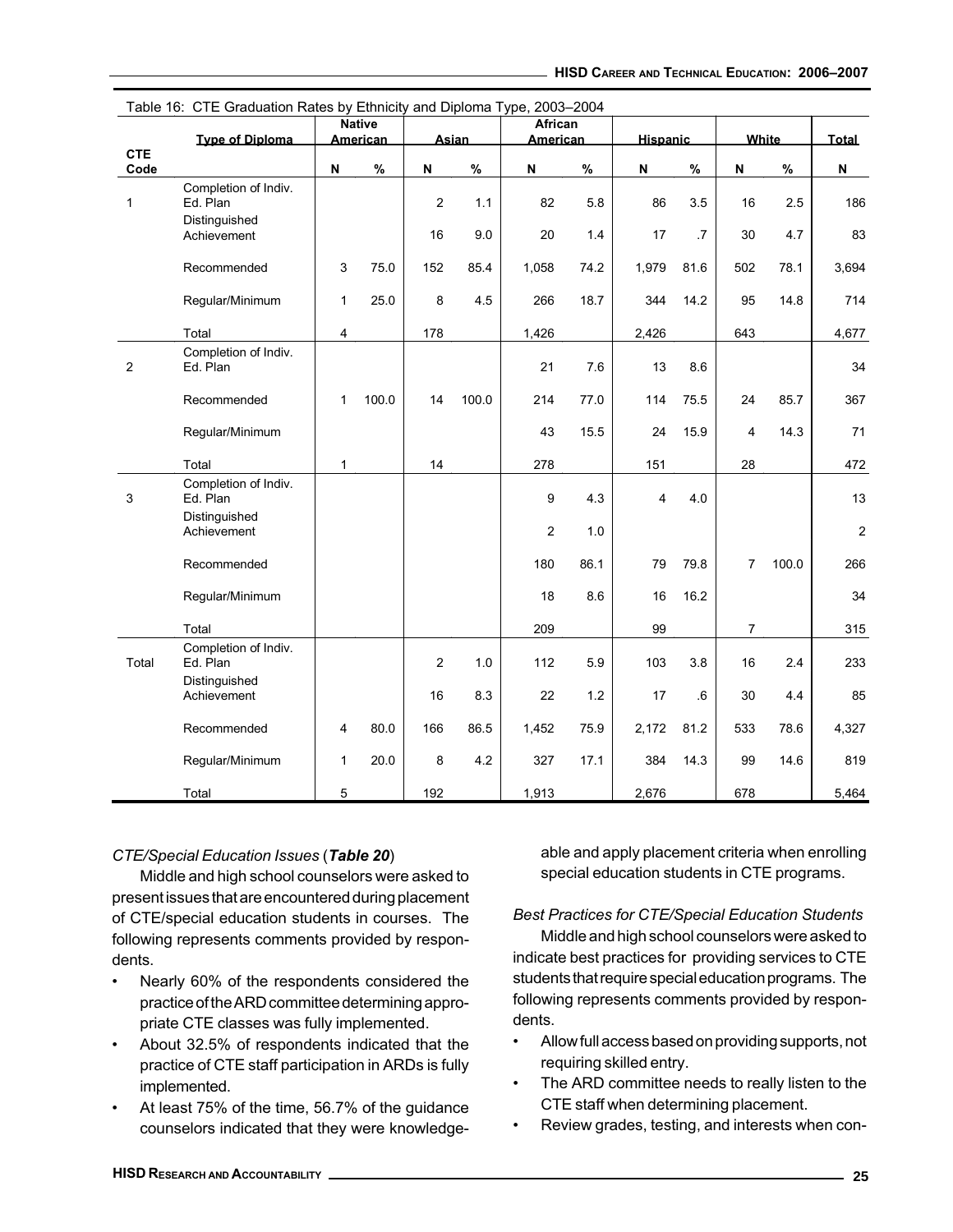Table 16: CTE Graduation Rates by Ethnicity and Diploma Type, 2003–2004

| CTE Code | Type of Diploma | Native American | | Asian | | African American | | Hispanic | | White | | Total |
|---|---|---|---|---|---|---|---|---|---|---|---|---|
| | | N | % | N | % | N | % | N | % | N | % | N |
| 1 | Completion of Indiv. Ed. Plan | | | 2 | 1.1 | 82 | 5.8 | 86 | 3.5 | 16 | 2.5 | 186 |
| | Distinguished Achievement | | | 16 | 9.0 | 20 | 1.4 | 17 | .7 | 30 | 4.7 | 83 |
| | Recommended | 3 | 75.0 | 152 | 85.4 | 1,058 | 74.2 | 1,979 | 81.6 | 502 | 78.1 | 3,694 |
| | Regular/Minimum | 1 | 25.0 | 8 | 4.5 | 266 | 18.7 | 344 | 14.2 | 95 | 14.8 | 714 |
| | Total | 4 | | 178 | | 1,426 | | 2,426 | | 643 | | 4,677 |
| 2 | Completion of Indiv. Ed. Plan | | | | | 21 | 7.6 | 13 | 8.6 | | | 34 |
| | Recommended | 1 | 100.0 | 14 | 100.0 | 214 | 77.0 | 114 | 75.5 | 24 | 85.7 | 367 |
| | Regular/Minimum | | | | | 43 | 15.5 | 24 | 15.9 | 4 | 14.3 | 71 |
| | Total | 1 | | 14 | | 278 | | 151 | | 28 | | 472 |
| 3 | Completion of Indiv. Ed. Plan | | | | | 9 | 4.3 | 4 | 4.0 | | | 13 |
| | Distinguished Achievement | | | | | 2 | 1.0 | | | | | 2 |
| | Recommended | | | | | 180 | 86.1 | 79 | 79.8 | 7 | 100.0 | 266 |
| | Regular/Minimum | | | | | 18 | 8.6 | 16 | 16.2 | | | 34 |
| | Total | | | | | 209 | | 99 | | 7 | | 315 |
| Total | Completion of Indiv. Ed. Plan | | | 2 | 1.0 | 112 | 5.9 | 103 | 3.8 | 16 | 2.4 | 233 |
| | Distinguished Achievement | | | 16 | 8.3 | 22 | 1.2 | 17 | .6 | 30 | 4.4 | 85 |
| | Recommended | 4 | 80.0 | 166 | 86.5 | 1,452 | 75.9 | 2,172 | 81.2 | 533 | 78.6 | 4,327 |
| | Regular/Minimum | 1 | 20.0 | 8 | 4.2 | 327 | 17.1 | 384 | 14.3 | 99 | 14.6 | 819 |
| | Total | 5 | | 192 | | 1,913 | | 2,676 | | 678 | | 5,464 |

*CTE/Special Education Issues* (***Table 20***)

Middle and high school counselors were asked to present issues that are encountered during placement of CTE/special education students in courses. The following represents comments provided by respondents.

- Nearly 60% of the respondents considered the practice of the ARD committee determining appropriate CTE classes was fully implemented.
- About 32.5% of respondents indicated that the practice of CTE staff participation in ARDs is fully implemented.
- At least 75% of the time, 56.7% of the guidance counselors indicated that they were knowledgeable and apply placement criteria when enrolling special education students in CTE programs.

*Best Practices for CTE/Special Education Students*

Middle and high school counselors were asked to indicate best practices for providing services to CTE students that require special education programs. The following represents comments provided by respondents.

- Allow full access based on providing supports, not requiring skilled entry.
- The ARD committee needs to really listen to the CTE staff when determining placement.
- Review grades, testing, and interests when con-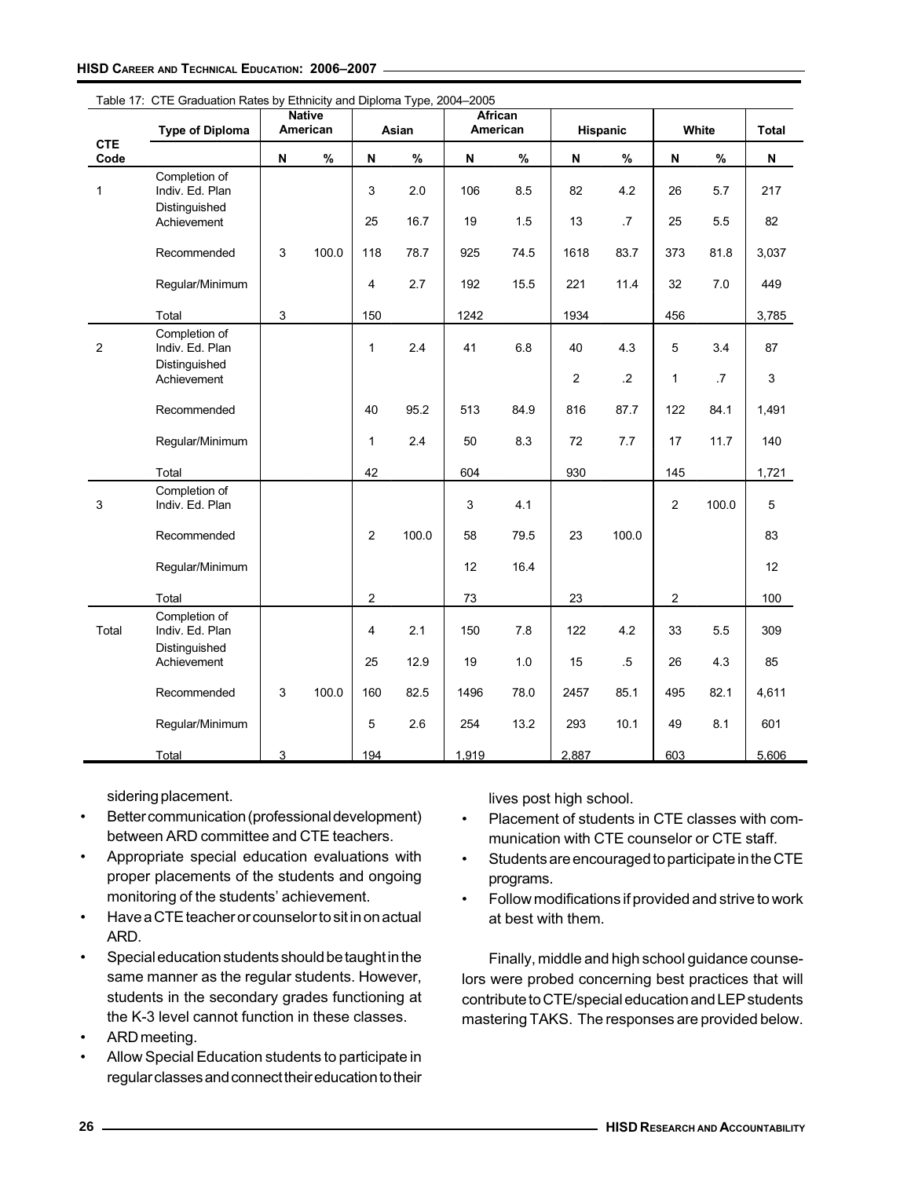Table 17: CTE Graduation Rates by Ethnicity and Diploma Type, 2004–2005

| | Type of Diploma | Native American | | Asian | | African American | | Hispanic | | White | | Total |
|---|---|---|---|---|---|---|---|---|---|---|---|---|
| CTE Code | | N | % | N | % | N | % | N | % | N | % | N |
| 1 | Completion of Indiv. Ed. Plan | | | 3 | 2.0 | 106 | 8.5 | 82 | 4.2 | 26 | 5.7 | 217 |
| | Distinguished Achievement | | | 25 | 16.7 | 19 | 1.5 | 13 | .7 | 25 | 5.5 | 82 |
| | Recommended | 3 | 100.0 | 118 | 78.7 | 925 | 74.5 | 1618 | 83.7 | 373 | 81.8 | 3,037 |
| | Regular/Minimum | | | 4 | 2.7 | 192 | 15.5 | 221 | 11.4 | 32 | 7.0 | 449 |
| | Total | 3 | | 150 | | 1242 | | 1934 | | 456 | | 3,785 |
| 2 | Completion of Indiv. Ed. Plan | | | 1 | 2.4 | 41 | 6.8 | 40 | 4.3 | 5 | 3.4 | 87 |
| | Distinguished Achievement | | | | | | | 2 | .2 | 1 | .7 | 3 |
| | Recommended | | | 40 | 95.2 | 513 | 84.9 | 816 | 87.7 | 122 | 84.1 | 1,491 |
| | Regular/Minimum | | | 1 | 2.4 | 50 | 8.3 | 72 | 7.7 | 17 | 11.7 | 140 |
| | Total | | | 42 | | 604 | | 930 | | 145 | | 1,721 |
| 3 | Completion of Indiv. Ed. Plan | | | | | 3 | 4.1 | | | 2 | 100.0 | 5 |
| | Recommended | | | 2 | 100.0 | 58 | 79.5 | 23 | 100.0 | | | 83 |
| | Regular/Minimum | | | | | 12 | 16.4 | | | | | 12 |
| | Total | | | 2 | | 73 | | 23 | | 2 | | 100 |
| Total | Completion of Indiv. Ed. Plan | | | 4 | 2.1 | 150 | 7.8 | 122 | 4.2 | 33 | 5.5 | 309 |
| | Distinguished Achievement | | | 25 | 12.9 | 19 | 1.0 | 15 | .5 | 26 | 4.3 | 85 |
| | Recommended | 3 | 100.0 | 160 | 82.5 | 1496 | 78.0 | 2457 | 85.1 | 495 | 82.1 | 4,611 |
| | Regular/Minimum | | | 5 | 2.6 | 254 | 13.2 | 293 | 10.1 | 49 | 8.1 | 601 |
| | Total | 3 | | 194 | | 1,919 | | 2,887 | | 603 | | 5,606 |

sidering placement.

- Better communication (professional development) between ARD committee and CTE teachers.
- Appropriate special education evaluations with proper placements of the students and ongoing monitoring of the students' achievement.
- Have a CTE teacher or counselor to sit in on actual ARD.
- Special education students should be taught in the same manner as the regular students. However, students in the secondary grades functioning at the K-3 level cannot function in these classes.
- ARD meeting.
- Allow Special Education students to participate in regular classes and connect their education to their lives post high school.
- Placement of students in CTE classes with communication with CTE counselor or CTE staff.
- Students are encouraged to participate in the CTE programs.
- Follow modifications if provided and strive to work at best with them.

Finally, middle and high school guidance counselors were probed concerning best practices that will contribute to CTE/special education and LEP students mastering TAKS. The responses are provided below.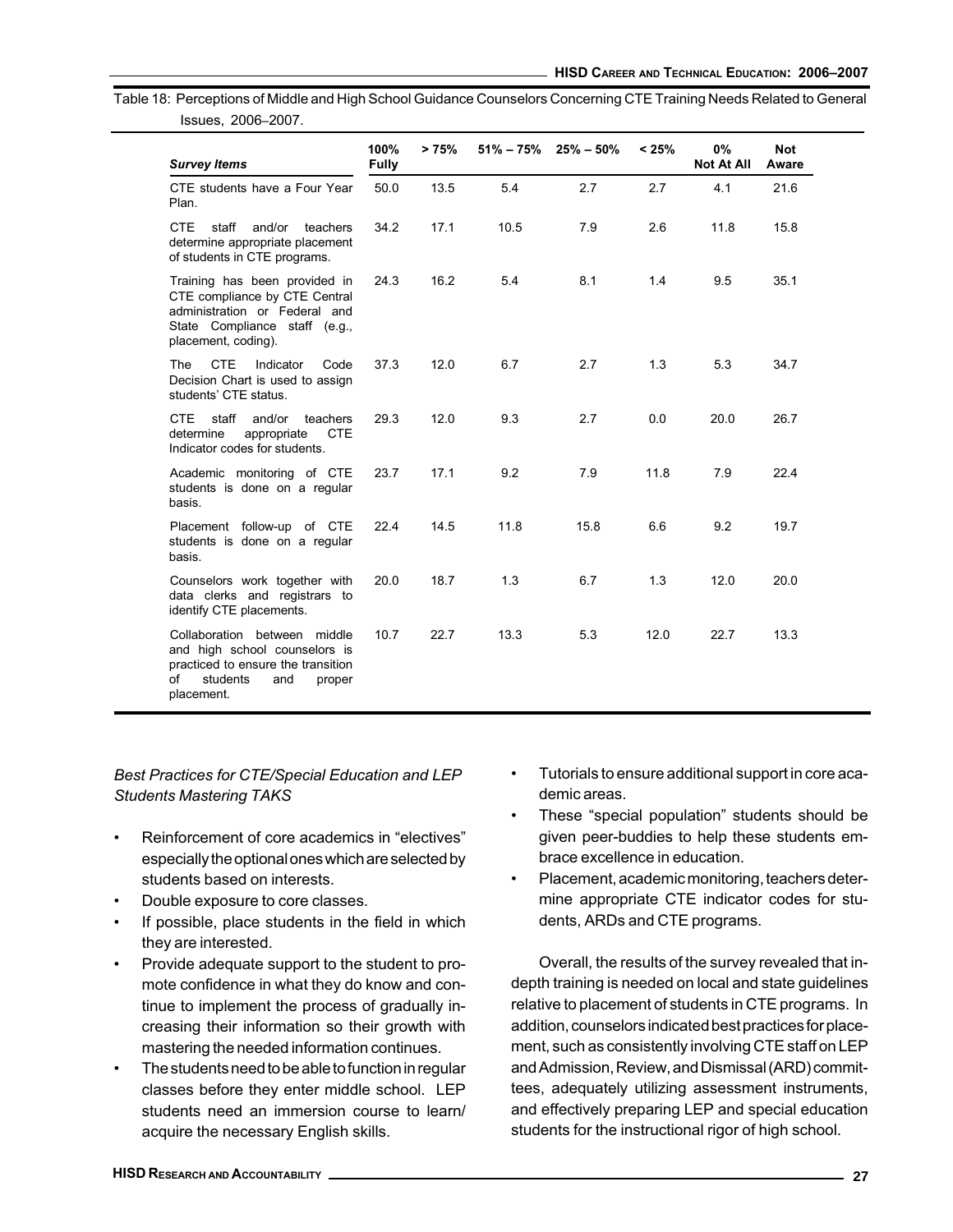Table 18: Perceptions of Middle and High School Guidance Counselors Concerning CTE Training Needs Related to General Issues, 2006–2007.

| Survey Items | 100% Fully | > 75% | 51% – 75% | 25% – 50% | < 25% | 0% Not At All | Not Aware |
|---|---|---|---|---|---|---|---|
| CTE students have a Four Year Plan. | 50.0 | 13.5 | 5.4 | 2.7 | 2.7 | 4.1 | 21.6 |
| CTE staff and/or teachers determine appropriate placement of students in CTE programs. | 34.2 | 17.1 | 10.5 | 7.9 | 2.6 | 11.8 | 15.8 |
| Training has been provided in CTE compliance by CTE Central administration or Federal and State Compliance staff (e.g., placement, coding). | 24.3 | 16.2 | 5.4 | 8.1 | 1.4 | 9.5 | 35.1 |
| The CTE Indicator Code Decision Chart is used to assign students' CTE status. | 37.3 | 12.0 | 6.7 | 2.7 | 1.3 | 5.3 | 34.7 |
| CTE staff and/or teachers determine appropriate CTE Indicator codes for students. | 29.3 | 12.0 | 9.3 | 2.7 | 0.0 | 20.0 | 26.7 |
| Academic monitoring of CTE students is done on a regular basis. | 23.7 | 17.1 | 9.2 | 7.9 | 11.8 | 7.9 | 22.4 |
| Placement follow-up of CTE students is done on a regular basis. | 22.4 | 14.5 | 11.8 | 15.8 | 6.6 | 9.2 | 19.7 |
| Counselors work together with data clerks and registrars to identify CTE placements. | 20.0 | 18.7 | 1.3 | 6.7 | 1.3 | 12.0 | 20.0 |
| Collaboration between middle and high school counselors is practiced to ensure the transition of students and proper placement. | 10.7 | 22.7 | 13.3 | 5.3 | 12.0 | 22.7 | 13.3 |

*Best Practices for CTE/Special Education and LEP Students Mastering TAKS*

- Reinforcement of core academics in "electives" especially the optional ones which are selected by students based on interests.
- Double exposure to core classes.
- If possible, place students in the field in which they are interested.
- Provide adequate support to the student to promote confidence in what they do know and continue to implement the process of gradually increasing their information so their growth with mastering the needed information continues.
- The students need to be able to function in regular classes before they enter middle school. LEP students need an immersion course to learn/ acquire the necessary English skills.
- Tutorials to ensure additional support in core academic areas.
- These "special population" students should be given peer-buddies to help these students embrace excellence in education.
- Placement, academic monitoring, teachers determine appropriate CTE indicator codes for students, ARDs and CTE programs.

Overall, the results of the survey revealed that in-depth training is needed on local and state guidelines relative to placement of students in CTE programs. In addition, counselors indicated best practices for placement, such as consistently involving CTE staff on LEP and Admission, Review, and Dismissal (ARD) committees, adequately utilizing assessment instruments, and effectively preparing LEP and special education students for the instructional rigor of high school.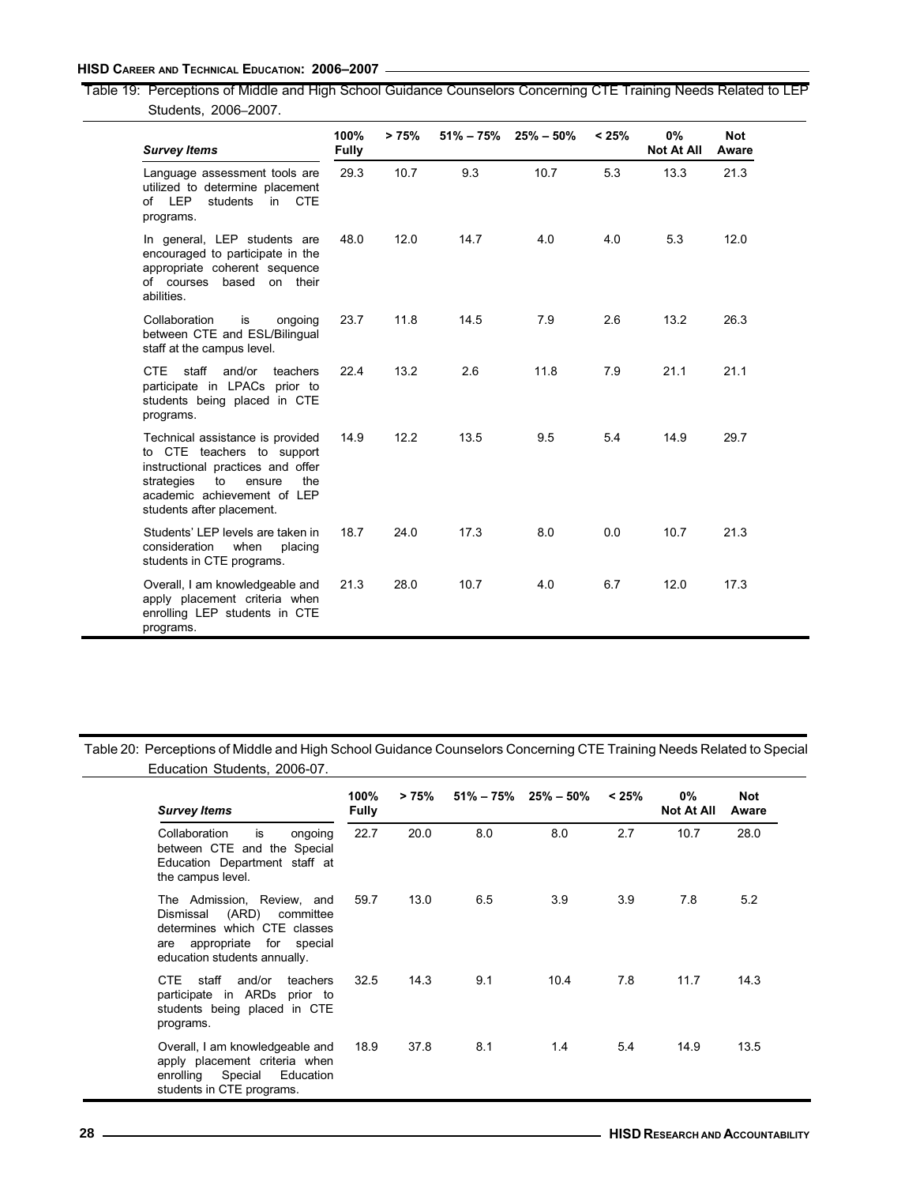Table 19: Perceptions of Middle and High School Guidance Counselors Concerning CTE Training Needs Related to LEP Students, 2006–2007.

| *Survey Items* | 100% Fully | > 75% | 51% – 75% | 25% – 50% | < 25% | 0% Not At All | Not Aware |
|---|---|---|---|---|---|---|---|
| Language assessment tools are utilized to determine placement of LEP students in CTE programs. | 29.3 | 10.7 | 9.3 | 10.7 | 5.3 | 13.3 | 21.3 |
| In general, LEP students are encouraged to participate in the appropriate coherent sequence of courses based on their abilities. | 48.0 | 12.0 | 14.7 | 4.0 | 4.0 | 5.3 | 12.0 |
| Collaboration is ongoing between CTE and ESL/Bilingual staff at the campus level. | 23.7 | 11.8 | 14.5 | 7.9 | 2.6 | 13.2 | 26.3 |
| CTE staff and/or teachers participate in LPACs prior to students being placed in CTE programs. | 22.4 | 13.2 | 2.6 | 11.8 | 7.9 | 21.1 | 21.1 |
| Technical assistance is provided to CTE teachers to support instructional practices and offer strategies to ensure the academic achievement of LEP students after placement. | 14.9 | 12.2 | 13.5 | 9.5 | 5.4 | 14.9 | 29.7 |
| Students' LEP levels are taken in consideration when placing students in CTE programs. | 18.7 | 24.0 | 17.3 | 8.0 | 0.0 | 10.7 | 21.3 |
| Overall, I am knowledgeable and apply placement criteria when enrolling LEP students in CTE programs. | 21.3 | 28.0 | 10.7 | 4.0 | 6.7 | 12.0 | 17.3 |

Table 20: Perceptions of Middle and High School Guidance Counselors Concerning CTE Training Needs Related to Special Education Students, 2006-07.

| *Survey Items* | 100% Fully | > 75% | 51% – 75% | 25% – 50% | < 25% | 0% Not At All | Not Aware |
|---|---|---|---|---|---|---|---|
| Collaboration is ongoing between CTE and the Special Education Department staff at the campus level. | 22.7 | 20.0 | 8.0 | 8.0 | 2.7 | 10.7 | 28.0 |
| The Admission, Review, and Dismissal (ARD) committee determines which CTE classes are appropriate for special education students annually. | 59.7 | 13.0 | 6.5 | 3.9 | 3.9 | 7.8 | 5.2 |
| CTE staff and/or teachers participate in ARDs prior to students being placed in CTE programs. | 32.5 | 14.3 | 9.1 | 10.4 | 7.8 | 11.7 | 14.3 |
| Overall, I am knowledgeable and apply placement criteria when enrolling Special Education students in CTE programs. | 18.9 | 37.8 | 8.1 | 1.4 | 5.4 | 14.9 | 13.5 |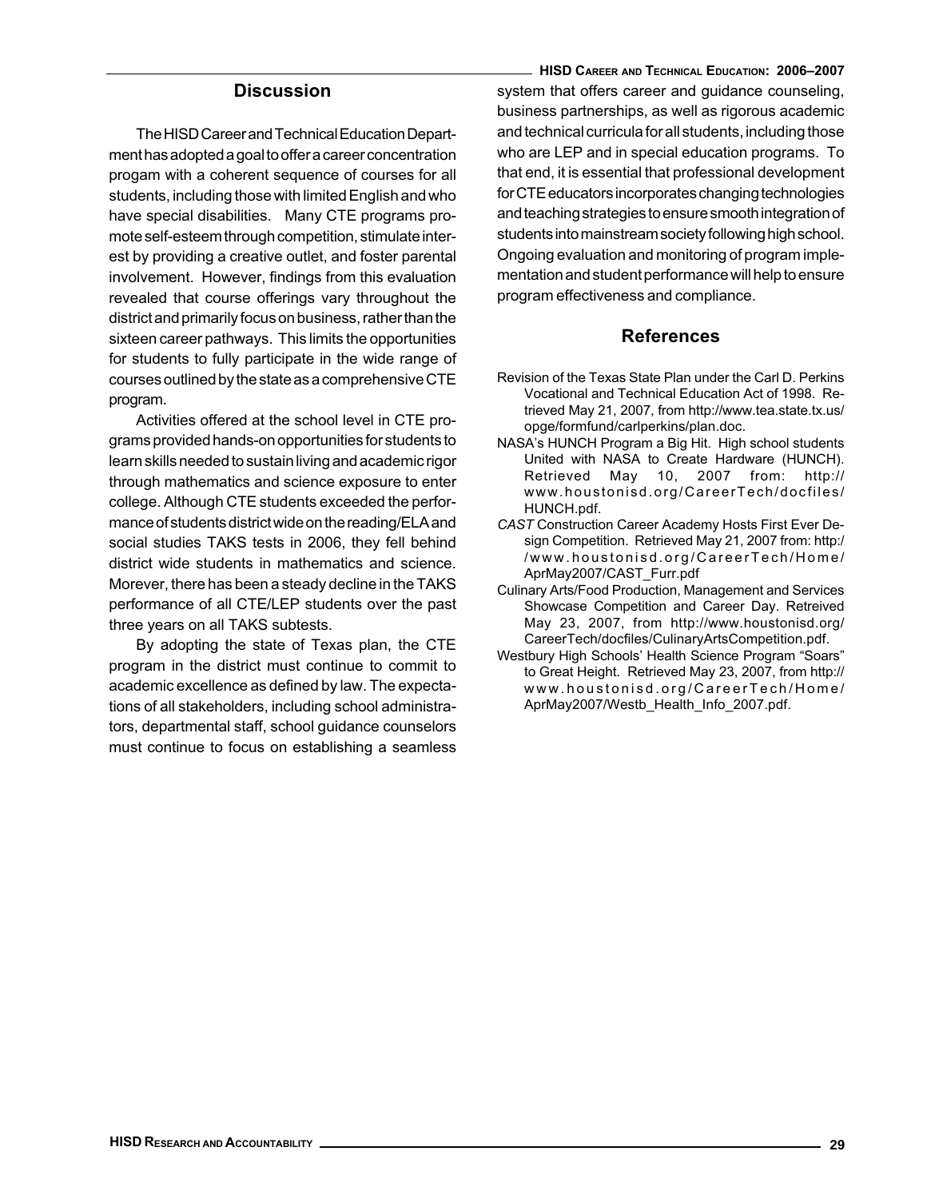## Discussion

The HISD Career and Technical Education Department has adopted a goal to offer a career concentration progam with a coherent sequence of courses for all students, including those with limited English and who have special disabilities. Many CTE programs promote self-esteem through competition, stimulate interest by providing a creative outlet, and foster parental involvement. However, findings from this evaluation revealed that course offerings vary throughout the district and primarily focus on business, rather than the sixteen career pathways. This limits the opportunities for students to fully participate in the wide range of courses outlined by the state as a comprehensive CTE program.

Activities offered at the school level in CTE programs provided hands-on opportunities for students to learn skills needed to sustain living and academic rigor through mathematics and science exposure to enter college. Although CTE students exceeded the performance of students districtwide on the reading/ELA and social studies TAKS tests in 2006, they fell behind district wide students in mathematics and science. Morever, there has been a steady decline in the TAKS performance of all CTE/LEP students over the past three years on all TAKS subtests.

By adopting the state of Texas plan, the CTE program in the district must continue to commit to academic excellence as defined by law. The expectations of all stakeholders, including school administrators, departmental staff, school guidance counselors must continue to focus on establishing a seamless system that offers career and guidance counseling, business partnerships, as well as rigorous academic and technical curricula for all students, including those who are LEP and in special education programs. To that end, it is essential that professional development for CTE educators incorporates changing technologies and teaching strategies to ensure smooth integration of students into mainstream society following high school. Ongoing evaluation and monitoring of program implementation and student performance will help to ensure program effectiveness and compliance.

## References

Revision of the Texas State Plan under the Carl D. Perkins Vocational and Technical Education Act of 1998. Retrieved May 21, 2007, from http://www.tea.state.tx.us/opge/formfund/carlperkins/plan.doc.

NASA's HUNCH Program a Big Hit. High school students United with NASA to Create Hardware (HUNCH). Retrieved May 10, 2007 from: http://www.houstonisd.org/CareerTech/docfiles/HUNCH.pdf.

*CAST* Construction Career Academy Hosts First Ever Design Competition. Retrieved May 21, 2007 from: http://www.houstonisd.org/CareerTech/Home/AprMay2007/CAST_Furr.pdf

Culinary Arts/Food Production, Management and Services Showcase Competition and Career Day. Retreived May 23, 2007, from http://www.houstonisd.org/CareerTech/docfiles/CulinaryArtsCompetition.pdf.

Westbury High Schools' Health Science Program "Soars" to Great Height. Retrieved May 23, 2007, from http://www.houstonisd.org/CareerTech/Home/AprMay2007/Westb_Health_Info_2007.pdf.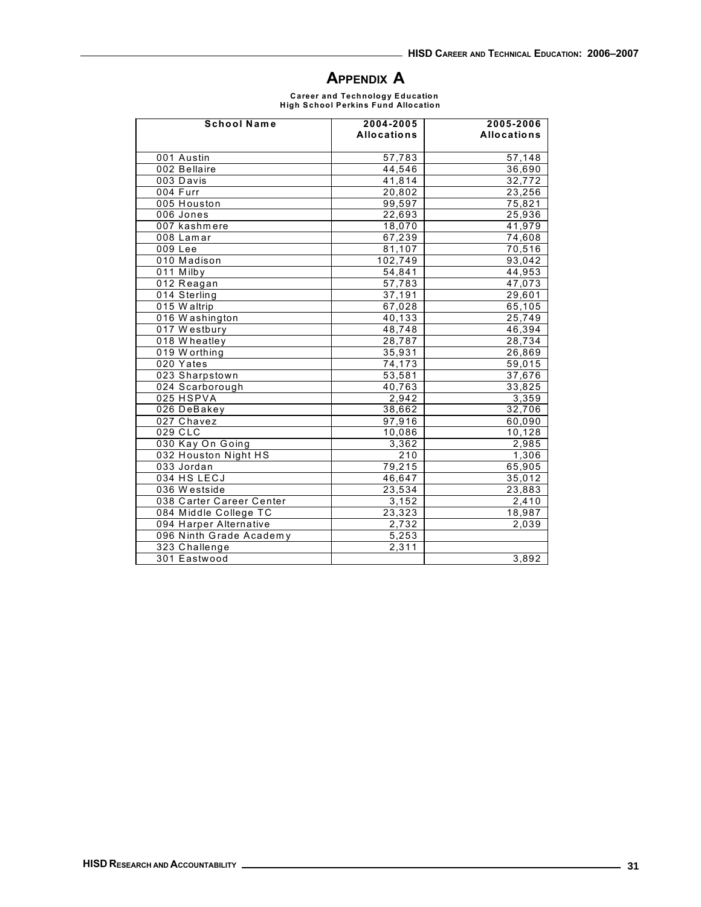# APPENDIX A

**Career and Technology Education**
**High School Perkins Fund Allocation**

| School Name | 2004-2005 Allocations | 2005-2006 Allocations |
|---|---|---|
| 001 Austin | 57,783 | 57,148 |
| 002 Bellaire | 44,546 | 36,690 |
| 003 Davis | 41,814 | 32,772 |
| 004 Furr | 20,802 | 23,256 |
| 005 Houston | 99,597 | 75,821 |
| 006 Jones | 22,693 | 25,936 |
| 007 kashmere | 18,070 | 41,979 |
| 008 Lamar | 67,239 | 74,608 |
| 009 Lee | 81,107 | 70,516 |
| 010 Madison | 102,749 | 93,042 |
| 011 Milby | 54,841 | 44,953 |
| 012 Reagan | 57,783 | 47,073 |
| 014 Sterling | 37,191 | 29,601 |
| 015 Waltrip | 67,028 | 65,105 |
| 016 Washington | 40,133 | 25,749 |
| 017 Westbury | 48,748 | 46,394 |
| 018 Wheatley | 28,787 | 28,734 |
| 019 Worthing | 35,931 | 26,869 |
| 020 Yates | 74,173 | 59,015 |
| 023 Sharpstown | 53,581 | 37,676 |
| 024 Scarborough | 40,763 | 33,825 |
| 025 HSPVA | 2,942 | 3,359 |
| 026 DeBakey | 38,662 | 32,706 |
| 027 Chavez | 97,916 | 60,090 |
| 029 CLC | 10,086 | 10,128 |
| 030 Kay On Going | 3,362 | 2,985 |
| 032 Houston Night HS | 210 | 1,306 |
| 033 Jordan | 79,215 | 65,905 |
| 034 HS LECJ | 46,647 | 35,012 |
| 036 Westside | 23,534 | 23,883 |
| 038 Carter Career Center | 3,152 | 2,410 |
| 084 Middle College TC | 23,323 | 18,987 |
| 094 Harper Alternative | 2,732 | 2,039 |
| 096 Ninth Grade Academy | 5,253 | |
| 323 Challenge | 2,311 | |
| 301 Eastwood | | 3,892 |